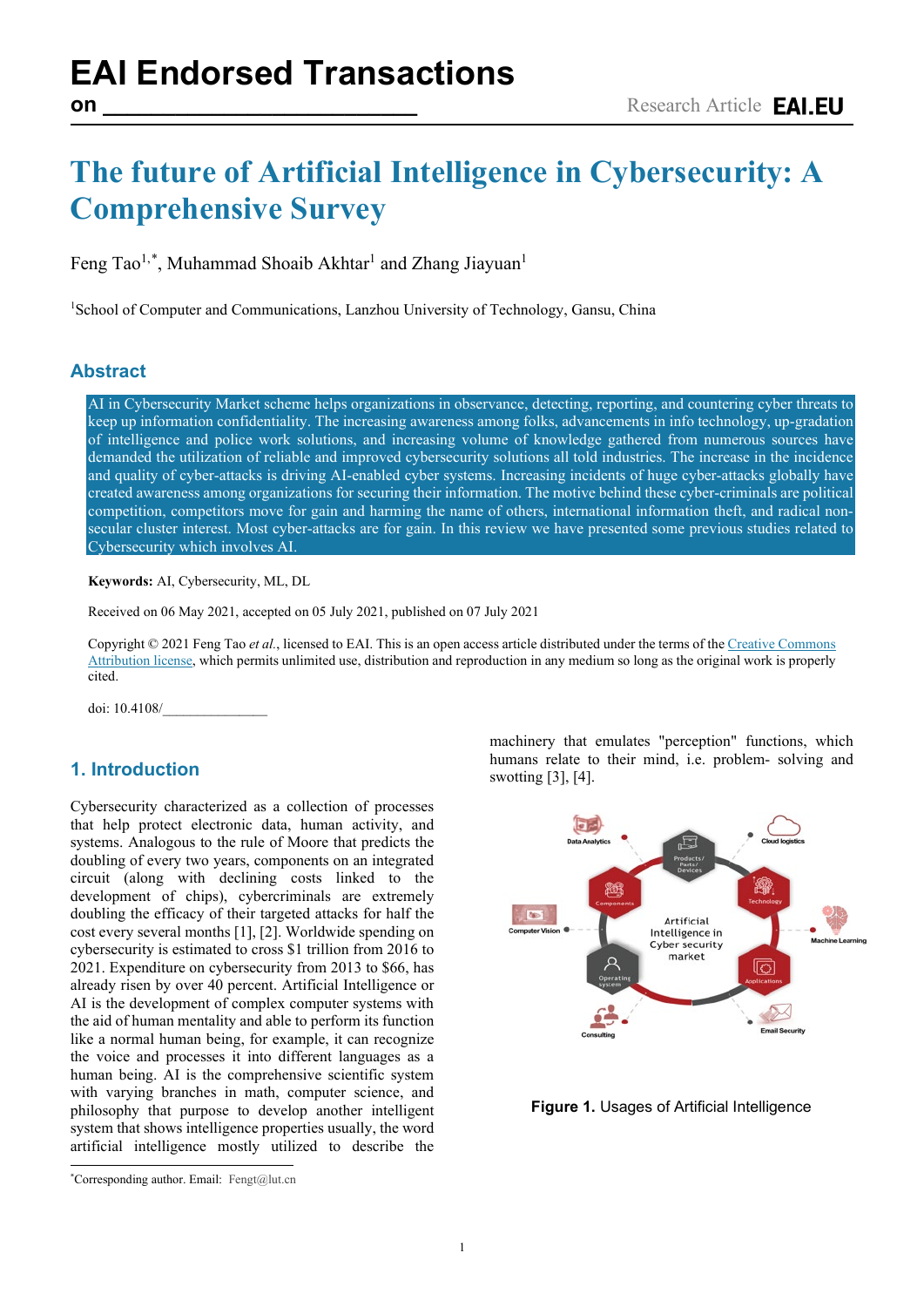# EAI Endorsed Transactions on \_\_\_\_\_\_\_\_\_\_\_\_\_\_\_\_\_\_\_\_\_\_\_\_\_\_\_

Research Article

# The future of Artificial Intelligence in Cybersecurity: A Comprehensive Survey

Feng Tao[1,*], Muhammad Shoaib Akhtar[1] and Zhang Jiayuan[1]

[1]School of Computer and Communications, Lanzhou University of Technology, Gansu, China

## Abstract

AI in Cybersecurity Market scheme helps organizations in observance, detecting, reporting, and countering cyber threats to keep up information confidentiality. The increasing awareness among folks, advancements in info technology, up-gradation of intelligence and police work solutions, and increasing volume of knowledge gathered from numerous sources have demanded the utilization of reliable and improved cybersecurity solutions all told industries. The increase in the incidence and quality of cyber-attacks is driving AI-enabled cyber systems. Increasing incidents of huge cyber-attacks globally have created awareness among organizations for securing their information. The motive behind these cyber-criminals are political competition, competitors move for gain and harming the name of others, international information theft, and radical non-secular cluster interest. Most cyber-attacks are for gain. In this review we have presented some previous studies related to Cybersecurity which involves AI.

**Keywords:** AI, Cybersecurity, ML, DL

Received on 06 May 2021, accepted on 05 July 2021, published on 07 July 2021

Copyright © 2021 Feng Tao *et al.*, licensed to EAI. This is an open access article distributed under the terms of the Creative Commons Attribution license, which permits unlimited use, distribution and reproduction in any medium so long as the original work is properly cited.

doi: 10.4108/\_\_\_\_\_\_\_\_\_\_\_\_\_\_\_

## 1. Introduction

Cybersecurity characterized as a collection of processes that help protect electronic data, human activity, and systems. Analogous to the rule of Moore that predicts the doubling of every two years, components on an integrated circuit (along with declining costs linked to the development of chips), cybercriminals are extremely doubling the efficacy of their targeted attacks for half the cost every several months [1], [2]. Worldwide spending on cybersecurity is estimated to cross $1 trillion from 2016 to 2021. Expenditure on cybersecurity from 2013 to $66, has already risen by over 40 percent. Artificial Intelligence or AI is the development of complex computer systems with the aid of human mentality and able to perform its function like a normal human being, for example, it can recognize the voice and processes it into different languages as a human being. AI is the comprehensive scientific system with varying branches in math, computer science, and philosophy that purpose to develop another intelligent system that shows intelligence properties usually, the word artificial intelligence mostly utilized to describe the machinery that emulates "perception" functions, which humans relate to their mind, i.e. problem- solving and swotting [3], [4].

**Figure 1.** Usages of Artificial Intelligence

[*]Corresponding author. Email: Fengt@lut.cn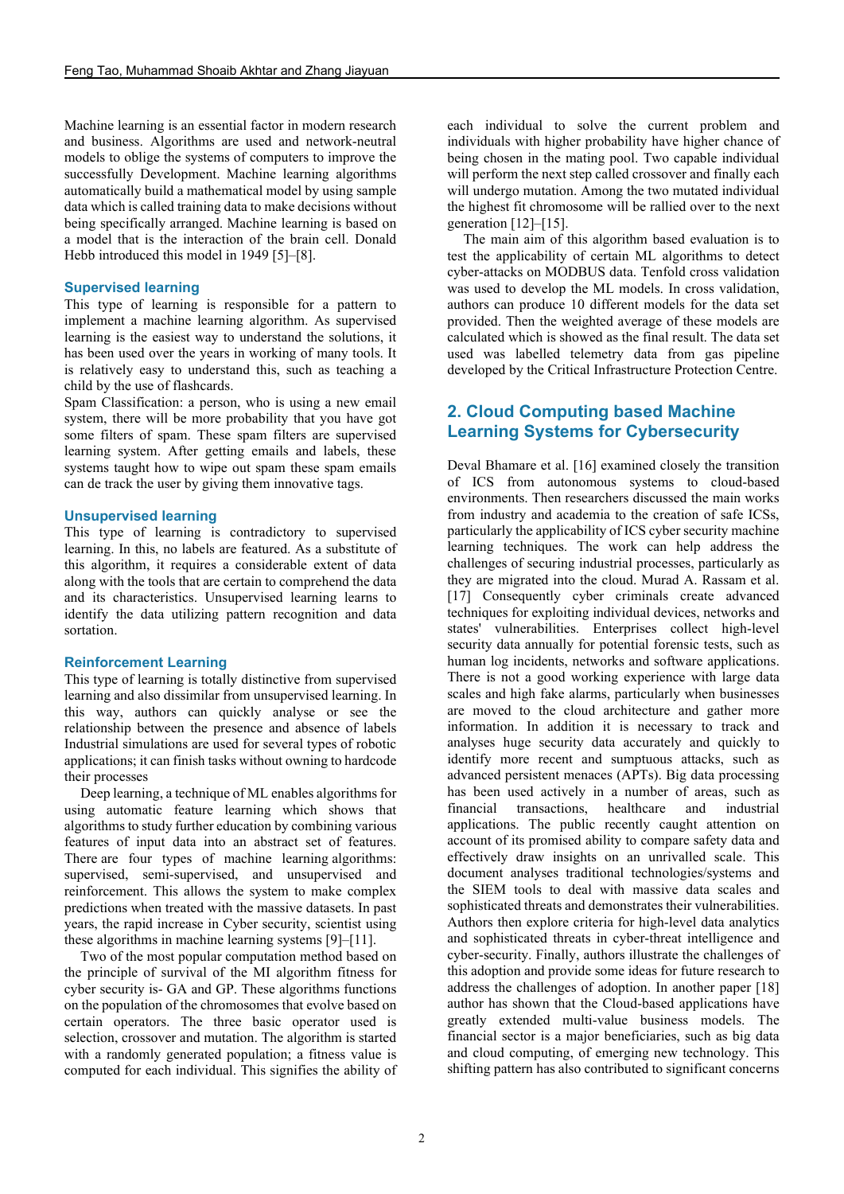Machine learning is an essential factor in modern research and business. Algorithms are used and network-neutral models to oblige the systems of computers to improve the successfully Development. Machine learning algorithms automatically build a mathematical model by using sample data which is called training data to make decisions without being specifically arranged. Machine learning is based on a model that is the interaction of the brain cell. Donald Hebb introduced this model in 1949 [5]–[8].

### Supervised learning

This type of learning is responsible for a pattern to implement a machine learning algorithm. As supervised learning is the easiest way to understand the solutions, it has been used over the years in working of many tools. It is relatively easy to understand this, such as teaching a child by the use of flashcards.

Spam Classification: a person, who is using a new email system, there will be more probability that you have got some filters of spam. These spam filters are supervised learning system. After getting emails and labels, these systems taught how to wipe out spam these spam emails can de track the user by giving them innovative tags.

### Unsupervised learning

This type of learning is contradictory to supervised learning. In this, no labels are featured. As a substitute of this algorithm, it requires a considerable extent of data along with the tools that are certain to comprehend the data and its characteristics. Unsupervised learning learns to identify the data utilizing pattern recognition and data sortation.

### Reinforcement Learning

This type of learning is totally distinctive from supervised learning and also dissimilar from unsupervised learning. In this way, authors can quickly analyse or see the relationship between the presence and absence of labels Industrial simulations are used for several types of robotic applications; it can finish tasks without owning to hardcode their processes

Deep learning, a technique of ML enables algorithms for using automatic feature learning which shows that algorithms to study further education by combining various features of input data into an abstract set of features. There are four types of machine learning algorithms: supervised, semi-supervised, and unsupervised and reinforcement. This allows the system to make complex predictions when treated with the massive datasets. In past years, the rapid increase in Cyber security, scientist using these algorithms in machine learning systems [9]–[11].

Two of the most popular computation method based on the principle of survival of the MI algorithm fitness for cyber security is- GA and GP. These algorithms functions on the population of the chromosomes that evolve based on certain operators. The three basic operator used is selection, crossover and mutation. The algorithm is started with a randomly generated population; a fitness value is computed for each individual. This signifies the ability of each individual to solve the current problem and individuals with higher probability have higher chance of being chosen in the mating pool. Two capable individual will perform the next step called crossover and finally each will undergo mutation. Among the two mutated individual the highest fit chromosome will be rallied over to the next generation [12]–[15].

The main aim of this algorithm based evaluation is to test the applicability of certain ML algorithms to detect cyber-attacks on MODBUS data. Tenfold cross validation was used to develop the ML models. In cross validation, authors can produce 10 different models for the data set provided. Then the weighted average of these models are calculated which is showed as the final result. The data set used was labelled telemetry data from gas pipeline developed by the Critical Infrastructure Protection Centre.

## 2. Cloud Computing based Machine Learning Systems for Cybersecurity

Deval Bhamare et al. [16] examined closely the transition of ICS from autonomous systems to cloud-based environments. Then researchers discussed the main works from industry and academia to the creation of safe ICSs, particularly the applicability of ICS cyber security machine learning techniques. The work can help address the challenges of securing industrial processes, particularly as they are migrated into the cloud. Murad A. Rassam et al. [17] Consequently cyber criminals create advanced techniques for exploiting individual devices, networks and states' vulnerabilities. Enterprises collect high-level security data annually for potential forensic tests, such as human log incidents, networks and software applications. There is not a good working experience with large data scales and high fake alarms, particularly when businesses are moved to the cloud architecture and gather more information. In addition it is necessary to track and analyses huge security data accurately and quickly to identify more recent and sumptuous attacks, such as advanced persistent menaces (APTs). Big data processing has been used actively in a number of areas, such as financial transactions, healthcare and industrial applications. The public recently caught attention on account of its promised ability to compare safety data and effectively draw insights on an unrivalled scale. This document analyses traditional technologies/systems and the SIEM tools to deal with massive data scales and sophisticated threats and demonstrates their vulnerabilities. Authors then explore criteria for high-level data analytics and sophisticated threats in cyber-threat intelligence and cyber-security. Finally, authors illustrate the challenges of this adoption and provide some ideas for future research to address the challenges of adoption. In another paper [18] author has shown that the Cloud-based applications have greatly extended multi-value business models. The financial sector is a major beneficiaries, such as big data and cloud computing, of emerging new technology. This shifting pattern has also contributed to significant concerns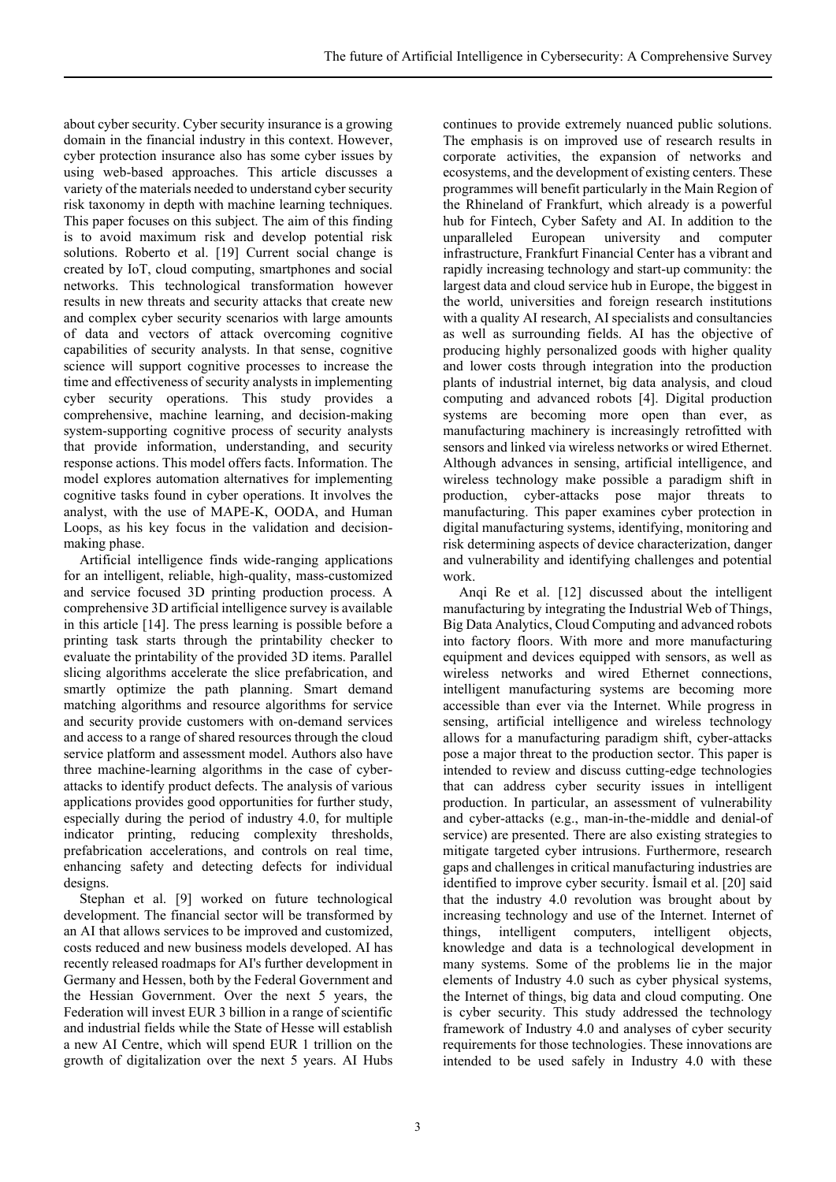about cyber security. Cyber security insurance is a growing domain in the financial industry in this context. However, cyber protection insurance also has some cyber issues by using web-based approaches. This article discusses a variety of the materials needed to understand cyber security risk taxonomy in depth with machine learning techniques. This paper focuses on this subject. The aim of this finding is to avoid maximum risk and develop potential risk solutions. Roberto et al. [19] Current social change is created by IoT, cloud computing, smartphones and social networks. This technological transformation however results in new threats and security attacks that create new and complex cyber security scenarios with large amounts of data and vectors of attack overcoming cognitive capabilities of security analysts. In that sense, cognitive science will support cognitive processes to increase the time and effectiveness of security analysts in implementing cyber security operations. This study provides a comprehensive, machine learning, and decision-making system-supporting cognitive process of security analysts that provide information, understanding, and security response actions. This model offers facts. Information. The model explores automation alternatives for implementing cognitive tasks found in cyber operations. It involves the analyst, with the use of MAPE-K, OODA, and Human Loops, as his key focus in the validation and decision-making phase.

Artificial intelligence finds wide-ranging applications for an intelligent, reliable, high-quality, mass-customized and service focused 3D printing production process. A comprehensive 3D artificial intelligence survey is available in this article [14]. The press learning is possible before a printing task starts through the printability checker to evaluate the printability of the provided 3D items. Parallel slicing algorithms accelerate the slice prefabrication, and smartly optimize the path planning. Smart demand matching algorithms and resource algorithms for service and security provide customers with on-demand services and access to a range of shared resources through the cloud service platform and assessment model. Authors also have three machine-learning algorithms in the case of cyber-attacks to identify product defects. The analysis of various applications provides good opportunities for further study, especially during the period of industry 4.0, for multiple indicator printing, reducing complexity thresholds, prefabrication accelerations, and controls on real time, enhancing safety and detecting defects for individual designs.

Stephan et al. [9] worked on future technological development. The financial sector will be transformed by an AI that allows services to be improved and customized, costs reduced and new business models developed. AI has recently released roadmaps for AI's further development in Germany and Hessen, both by the Federal Government and the Hessian Government. Over the next 5 years, the Federation will invest EUR 3 billion in a range of scientific and industrial fields while the State of Hesse will establish a new AI Centre, which will spend EUR 1 trillion on the growth of digitalization over the next 5 years. AI Hubs continues to provide extremely nuanced public solutions. The emphasis is on improved use of research results in corporate activities, the expansion of networks and ecosystems, and the development of existing centers. These programmes will benefit particularly in the Main Region of the Rhineland of Frankfurt, which already is a powerful hub for Fintech, Cyber Safety and AI. In addition to the unparalleled European university and computer infrastructure, Frankfurt Financial Center has a vibrant and rapidly increasing technology and start-up community: the largest data and cloud service hub in Europe, the biggest in the world, universities and foreign research institutions with a quality AI research, AI specialists and consultancies as well as surrounding fields. AI has the objective of producing highly personalized goods with higher quality and lower costs through integration into the production plants of industrial internet, big data analysis, and cloud computing and advanced robots [4]. Digital production systems are becoming more open than ever, as manufacturing machinery is increasingly retrofitted with sensors and linked via wireless networks or wired Ethernet. Although advances in sensing, artificial intelligence, and wireless technology make possible a paradigm shift in production, cyber-attacks pose major threats to manufacturing. This paper examines cyber protection in digital manufacturing systems, identifying, monitoring and risk determining aspects of device characterization, danger and vulnerability and identifying challenges and potential work.

Anqi Re et al. [12] discussed about the intelligent manufacturing by integrating the Industrial Web of Things, Big Data Analytics, Cloud Computing and advanced robots into factory floors. With more and more manufacturing equipment and devices equipped with sensors, as well as wireless networks and wired Ethernet connections, intelligent manufacturing systems are becoming more accessible than ever via the Internet. While progress in sensing, artificial intelligence and wireless technology allows for a manufacturing paradigm shift, cyber-attacks pose a major threat to the production sector. This paper is intended to review and discuss cutting-edge technologies that can address cyber security issues in intelligent production. In particular, an assessment of vulnerability and cyber-attacks (e.g., man-in-the-middle and denial-of service) are presented. There are also existing strategies to mitigate targeted cyber intrusions. Furthermore, research gaps and challenges in critical manufacturing industries are identified to improve cyber security. İsmail et al. [20] said that the industry 4.0 revolution was brought about by increasing technology and use of the Internet. Internet of things, intelligent computers, intelligent objects, knowledge and data is a technological development in many systems. Some of the problems lie in the major elements of Industry 4.0 such as cyber physical systems, the Internet of things, big data and cloud computing. One is cyber security. This study addressed the technology framework of Industry 4.0 and analyses of cyber security requirements for those technologies. These innovations are intended to be used safely in Industry 4.0 with these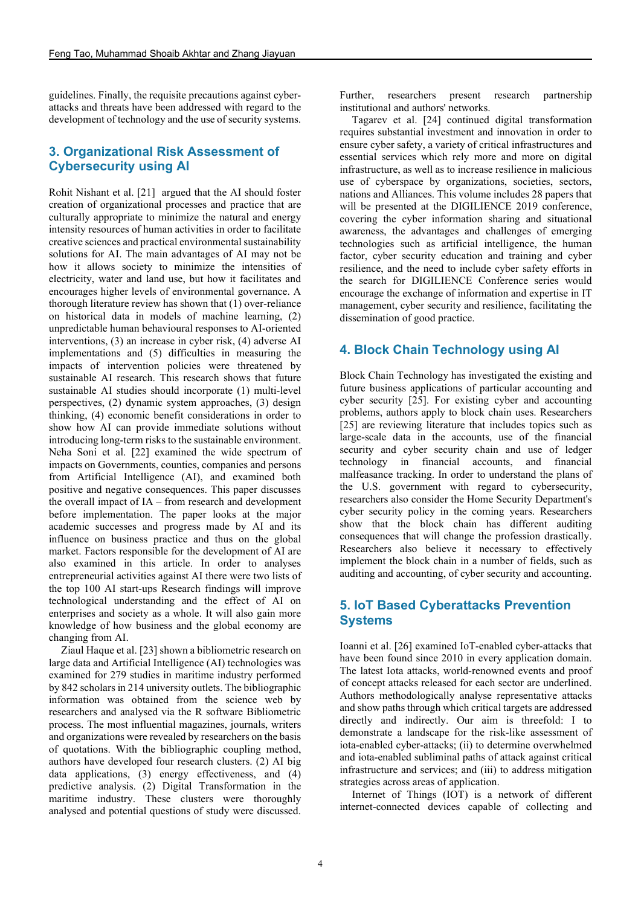guidelines. Finally, the requisite precautions against cyber-attacks and threats have been addressed with regard to the development of technology and the use of security systems.

## 3. Organizational Risk Assessment of Cybersecurity using AI

Rohit Nishant et al. [21] argued that the AI should foster creation of organizational processes and practice that are culturally appropriate to minimize the natural and energy intensity resources of human activities in order to facilitate creative sciences and practical environmental sustainability solutions for AI. The main advantages of AI may not be how it allows society to minimize the intensities of electricity, water and land use, but how it facilitates and encourages higher levels of environmental governance. A thorough literature review has shown that (1) over-reliance on historical data in models of machine learning, (2) unpredictable human behavioural responses to AI-oriented interventions, (3) an increase in cyber risk, (4) adverse AI implementations and (5) difficulties in measuring the impacts of intervention policies were threatened by sustainable AI research. This research shows that future sustainable AI studies should incorporate (1) multi-level perspectives, (2) dynamic system approaches, (3) design thinking, (4) economic benefit considerations in order to show how AI can provide immediate solutions without introducing long-term risks to the sustainable environment. Neha Soni et al. [22] examined the wide spectrum of impacts on Governments, counties, companies and persons from Artificial Intelligence (AI), and examined both positive and negative consequences. This paper discusses the overall impact of IA – from research and development before implementation. The paper looks at the major academic successes and progress made by AI and its influence on business practice and thus on the global market. Factors responsible for the development of AI are also examined in this article. In order to analyses entrepreneurial activities against AI there were two lists of the top 100 AI start-ups Research findings will improve technological understanding and the effect of AI on enterprises and society as a whole. It will also gain more knowledge of how business and the global economy are changing from AI.

Ziaul Haque et al. [23] shown a bibliometric research on large data and Artificial Intelligence (AI) technologies was examined for 279 studies in maritime industry performed by 842 scholars in 214 university outlets. The bibliographic information was obtained from the science web by researchers and analysed via the R software Bibliometric process. The most influential magazines, journals, writers and organizations were revealed by researchers on the basis of quotations. With the bibliographic coupling method, authors have developed four research clusters. (2) AI big data applications, (3) energy effectiveness, and (4) predictive analysis. (2) Digital Transformation in the maritime industry. These clusters were thoroughly analysed and potential questions of study were discussed. Further, researchers present research partnership institutional and authors' networks.

Tagarev et al. [24] continued digital transformation requires substantial investment and innovation in order to ensure cyber safety, a variety of critical infrastructures and essential services which rely more and more on digital infrastructure, as well as to increase resilience in malicious use of cyberspace by organizations, societies, sectors, nations and Alliances. This volume includes 28 papers that will be presented at the DIGILIENCE 2019 conference, covering the cyber information sharing and situational awareness, the advantages and challenges of emerging technologies such as artificial intelligence, the human factor, cyber security education and training and cyber resilience, and the need to include cyber safety efforts in the search for DIGILIENCE Conference series would encourage the exchange of information and expertise in IT management, cyber security and resilience, facilitating the dissemination of good practice.

## 4. Block Chain Technology using AI

Block Chain Technology has investigated the existing and future business applications of particular accounting and cyber security [25]. For existing cyber and accounting problems, authors apply to block chain uses. Researchers [25] are reviewing literature that includes topics such as large-scale data in the accounts, use of the financial security and cyber security chain and use of ledger technology in financial accounts, and financial malfeasance tracking. In order to understand the plans of the U.S. government with regard to cybersecurity, researchers also consider the Home Security Department's cyber security policy in the coming years. Researchers show that the block chain has different auditing consequences that will change the profession drastically. Researchers also believe it necessary to effectively implement the block chain in a number of fields, such as auditing and accounting, of cyber security and accounting.

## 5. IoT Based Cyberattacks Prevention Systems

Ioanni et al. [26] examined IoT-enabled cyber-attacks that have been found since 2010 in every application domain. The latest Iota attacks, world-renowned events and proof of concept attacks released for each sector are underlined. Authors methodologically analyse representative attacks and show paths through which critical targets are addressed directly and indirectly. Our aim is threefold: I to demonstrate a landscape for the risk-like assessment of iota-enabled cyber-attacks; (ii) to determine overwhelmed and iota-enabled subliminal paths of attack against critical infrastructure and services; and (iii) to address mitigation strategies across areas of application.

Internet of Things (IOT) is a network of different internet-connected devices capable of collecting and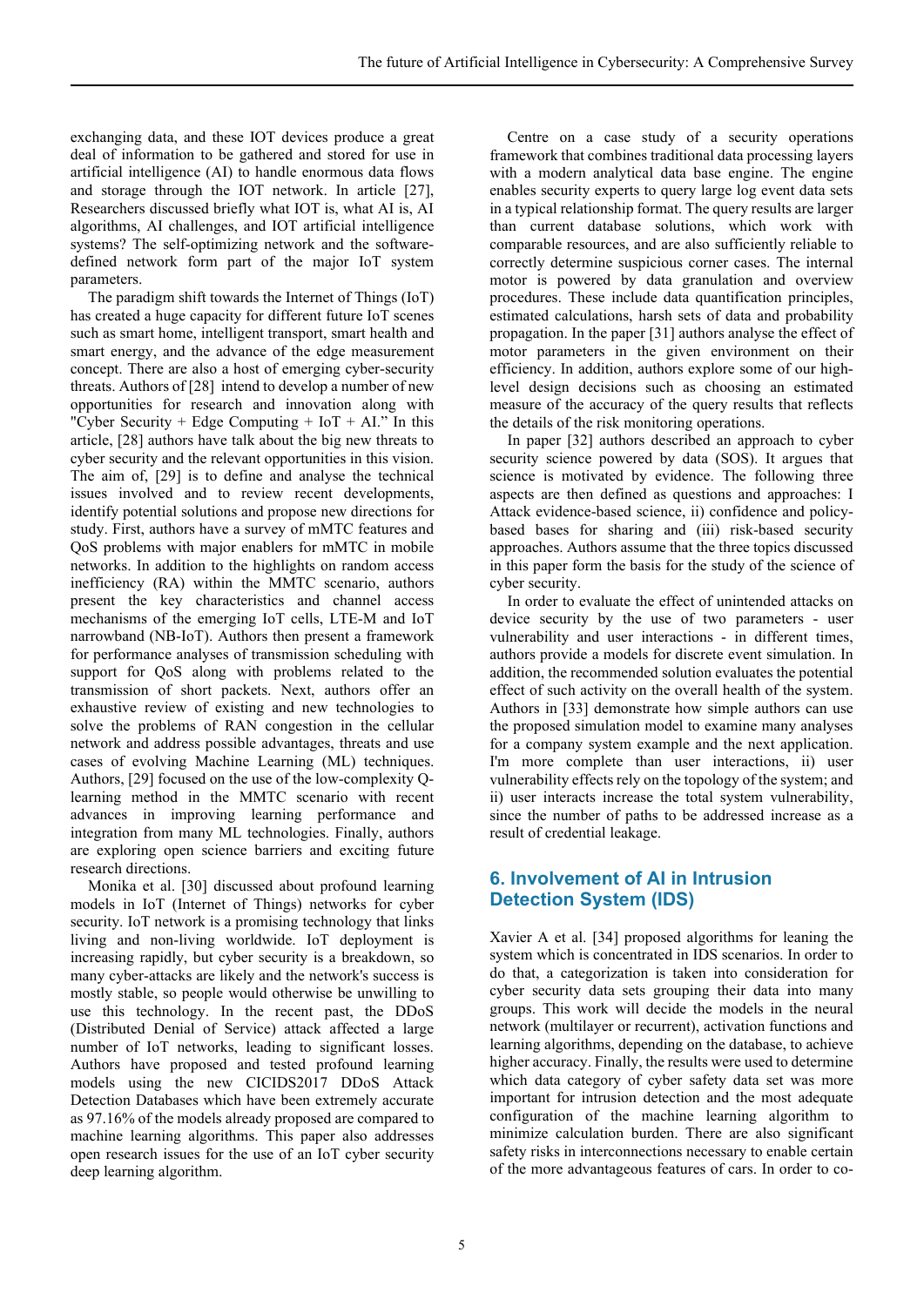exchanging data, and these IOT devices produce a great deal of information to be gathered and stored for use in artificial intelligence (AI) to handle enormous data flows and storage through the IOT network. In article [27], Researchers discussed briefly what IOT is, what AI is, AI algorithms, AI challenges, and IOT artificial intelligence systems? The self-optimizing network and the software-defined network form part of the major IoT system parameters.

The paradigm shift towards the Internet of Things (IoT) has created a huge capacity for different future IoT scenes such as smart home, intelligent transport, smart health and smart energy, and the advance of the edge measurement concept. There are also a host of emerging cyber-security threats. Authors of [28] intend to develop a number of new opportunities for research and innovation along with "Cyber Security + Edge Computing + IoT + AI." In this article, [28] authors have talk about the big new threats to cyber security and the relevant opportunities in this vision. The aim of, [29] is to define and analyse the technical issues involved and to review recent developments, identify potential solutions and propose new directions for study. First, authors have a survey of mMTC features and QoS problems with major enablers for mMTC in mobile networks. In addition to the highlights on random access inefficiency (RA) within the MMTC scenario, authors present the key characteristics and channel access mechanisms of the emerging IoT cells, LTE-M and IoT narrowband (NB-IoT). Authors then present a framework for performance analyses of transmission scheduling with support for QoS along with problems related to the transmission of short packets. Next, authors offer an exhaustive review of existing and new technologies to solve the problems of RAN congestion in the cellular network and address possible advantages, threats and use cases of evolving Machine Learning (ML) techniques. Authors, [29] focused on the use of the low-complexity Q-learning method in the MMTC scenario with recent advances in improving learning performance and integration from many ML technologies. Finally, authors are exploring open science barriers and exciting future research directions.

Monika et al. [30] discussed about profound learning models in IoT (Internet of Things) networks for cyber security. IoT network is a promising technology that links living and non-living worldwide. IoT deployment is increasing rapidly, but cyber security is a breakdown, so many cyber-attacks are likely and the network's success is mostly stable, so people would otherwise be unwilling to use this technology. In the recent past, the DDoS (Distributed Denial of Service) attack affected a large number of IoT networks, leading to significant losses. Authors have proposed and tested profound learning models using the new CICIDS2017 DDoS Attack Detection Databases which have been extremely accurate as 97.16% of the models already proposed are compared to machine learning algorithms. This paper also addresses open research issues for the use of an IoT cyber security deep learning algorithm.

Centre on a case study of a security operations framework that combines traditional data processing layers with a modern analytical data base engine. The engine enables security experts to query large log event data sets in a typical relationship format. The query results are larger than current database solutions, which work with comparable resources, and are also sufficiently reliable to correctly determine suspicious corner cases. The internal motor is powered by data granulation and overview procedures. These include data quantification principles, estimated calculations, harsh sets of data and probability propagation. In the paper [31] authors analyse the effect of motor parameters in the given environment on their efficiency. In addition, authors explore some of our high-level design decisions such as choosing an estimated measure of the accuracy of the query results that reflects the details of the risk monitoring operations.

In paper [32] authors described an approach to cyber security science powered by data (SOS). It argues that science is motivated by evidence. The following three aspects are then defined as questions and approaches: I Attack evidence-based science, ii) confidence and policy-based bases for sharing and (iii) risk-based security approaches. Authors assume that the three topics discussed in this paper form the basis for the study of the science of cyber security.

In order to evaluate the effect of unintended attacks on device security by the use of two parameters - user vulnerability and user interactions - in different times, authors provide a models for discrete event simulation. In addition, the recommended solution evaluates the potential effect of such activity on the overall health of the system. Authors in [33] demonstrate how simple authors can use the proposed simulation model to examine many analyses for a company system example and the next application. I'm more complete than user interactions, ii) user vulnerability effects rely on the topology of the system; and ii) user interacts increase the total system vulnerability, since the number of paths to be addressed increase as a result of credential leakage.

## 6. Involvement of AI in Intrusion Detection System (IDS)

Xavier A et al. [34] proposed algorithms for leaning the system which is concentrated in IDS scenarios. In order to do that, a categorization is taken into consideration for cyber security data sets grouping their data into many groups. This work will decide the models in the neural network (multilayer or recurrent), activation functions and learning algorithms, depending on the database, to achieve higher accuracy. Finally, the results were used to determine which data category of cyber safety data set was more important for intrusion detection and the most adequate configuration of the machine learning algorithm to minimize calculation burden. There are also significant safety risks in interconnections necessary to enable certain of the more advantageous features of cars. In order to co-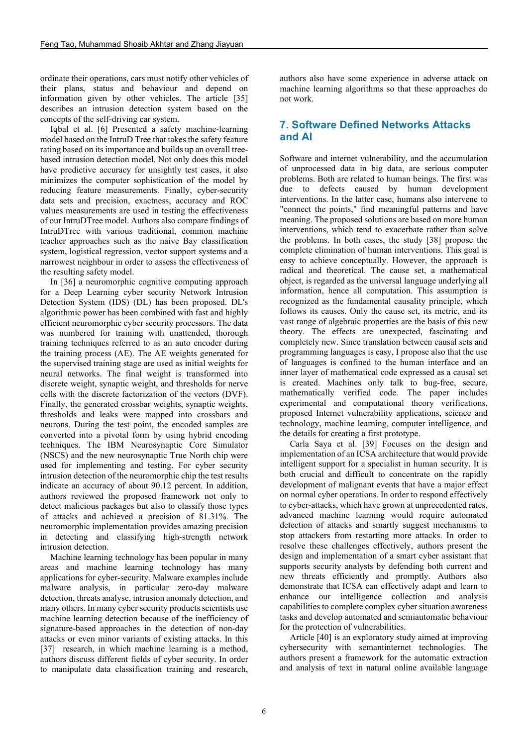ordinate their operations, cars must notify other vehicles of their plans, status and behaviour and depend on information given by other vehicles. The article [35] describes an intrusion detection system based on the concepts of the self-driving car system.

Iqbal et al. [6] Presented a safety machine-learning model based on the IntruD Tree that takes the safety feature rating based on its importance and builds up an overall tree-based intrusion detection model. Not only does this model have predictive accuracy for unsightly test cases, it also minimizes the computer sophistication of the model by reducing feature measurements. Finally, cyber-security data sets and precision, exactness, accuracy and ROC values measurements are used in testing the effectiveness of our IntruDTree model. Authors also compare findings of IntruDTree with various traditional, common machine teacher approaches such as the naive Bay classification system, logistical regression, vector support systems and a narrowest neighbour in order to assess the effectiveness of the resulting safety model.

In [36] a neuromorphic cognitive computing approach for a Deep Learning cyber security Network Intrusion Detection System (IDS) (DL) has been proposed. DL's algorithmic power has been combined with fast and highly efficient neuromorphic cyber security processors. The data was numbered for training with unattended, thorough training techniques referred to as an auto encoder during the training process (AE). The AE weights generated for the supervised training stage are used as initial weights for neural networks. The final weight is transformed into discrete weight, synaptic weight, and thresholds for nerve cells with the discrete factorization of the vectors (DVF). Finally, the generated crossbar weights, synaptic weights, thresholds and leaks were mapped into crossbars and neurons. During the test point, the encoded samples are converted into a pivotal form by using hybrid encoding techniques. The IBM Neurosynaptic Core Simulator (NSCS) and the new neurosynaptic True North chip were used for implementing and testing. For cyber security intrusion detection of the neuromorphic chip the test results indicate an accuracy of about 90.12 percent. In addition, authors reviewed the proposed framework not only to detect malicious packages but also to classify those types of attacks and achieved a precision of 81.31%. The neuromorphic implementation provides amazing precision in detecting and classifying high-strength network intrusion detection.

Machine learning technology has been popular in many areas and machine learning technology has many applications for cyber-security. Malware examples include malware analysis, in particular zero-day malware detection, threats analyse, intrusion anomaly detection, and many others. In many cyber security products scientists use machine learning detection because of the inefficiency of signature-based approaches in the detection of non-day attacks or even minor variants of existing attacks. In this [37] research, in which machine learning is a method, authors discuss different fields of cyber security. In order to manipulate data classification training and research, authors also have some experience in adverse attack on machine learning algorithms so that these approaches do not work.

## 7. Software Defined Networks Attacks and AI

Software and internet vulnerability, and the accumulation of unprocessed data in big data, are serious computer problems. Both are related to human beings. The first was due to defects caused by human development interventions. In the latter case, humans also intervene to "connect the points," find meaningful patterns and have meaning. The proposed solutions are based on more human interventions, which tend to exacerbate rather than solve the problems. In both cases, the study [38] propose the complete elimination of human interventions. This goal is easy to achieve conceptually. However, the approach is radical and theoretical. The cause set, a mathematical object, is regarded as the universal language underlying all information, hence all computation. This assumption is recognized as the fundamental causality principle, which follows its causes. Only the cause set, its metric, and its vast range of algebraic properties are the basis of this new theory. The effects are unexpected, fascinating and completely new. Since translation between causal sets and programming languages is easy, I propose also that the use of languages is confined to the human interface and an inner layer of mathematical code expressed as a causal set is created. Machines only talk to bug-free, secure, mathematically verified code. The paper includes experimental and computational theory verifications, proposed Internet vulnerability applications, science and technology, machine learning, computer intelligence, and the details for creating a first prototype.

Carla Saya et al. [39] Focuses on the design and implementation of an ICSA architecture that would provide intelligent support for a specialist in human security. It is both crucial and difficult to concentrate on the rapidly development of malignant events that have a major effect on normal cyber operations. In order to respond effectively to cyber-attacks, which have grown at unprecedented rates, advanced machine learning would require automated detection of attacks and smartly suggest mechanisms to stop attackers from restarting more attacks. In order to resolve these challenges effectively, authors present the design and implementation of a smart cyber assistant that supports security analysts by defending both current and new threats efficiently and promptly. Authors also demonstrate that ICSA can effectively adapt and learn to enhance our intelligence collection and analysis capabilities to complete complex cyber situation awareness tasks and develop automated and semiautomatic behaviour for the protection of vulnerabilities.

Article [40] is an exploratory study aimed at improving cybersecurity with semantinternet technologies. The authors present a framework for the automatic extraction and analysis of text in natural online available language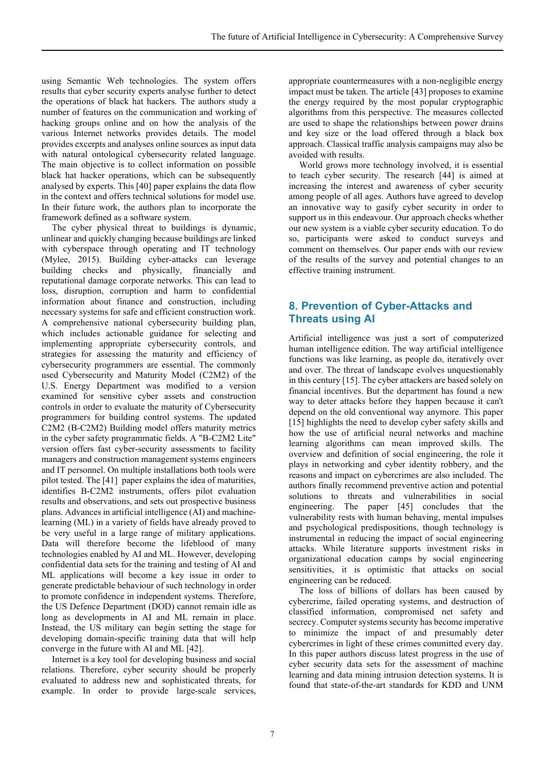using Semantic Web technologies. The system offers results that cyber security experts analyse further to detect the operations of black hat hackers. The authors study a number of features on the communication and working of hacking groups online and on how the analysis of the various Internet networks provides details. The model provides excerpts and analyses online sources as input data with natural ontological cybersecurity related language. The main objective is to collect information on possible black hat hacker operations, which can be subsequently analysed by experts. This [40] paper explains the data flow in the context and offers technical solutions for model use. In their future work, the authors plan to incorporate the framework defined as a software system.

The cyber physical threat to buildings is dynamic, unlinear and quickly changing because buildings are linked with cyberspace through operating and IT technology (Mylee, 2015). Building cyber-attacks can leverage building checks and physically, financially and reputational damage corporate networks. This can lead to loss, disruption, corruption and harm to confidential information about finance and construction, including necessary systems for safe and efficient construction work. A comprehensive national cybersecurity building plan, which includes actionable guidance for selecting and implementing appropriate cybersecurity controls, and strategies for assessing the maturity and efficiency of cybersecurity programmers are essential. The commonly used Cybersecurity and Maturity Model (C2M2) of the U.S. Energy Department was modified to a version examined for sensitive cyber assets and construction controls in order to evaluate the maturity of Cybersecurity programmers for building control systems. The updated C2M2 (B-C2M2) Building model offers maturity metrics in the cyber safety programmatic fields. A "B-C2M2 Lite" version offers fast cyber-security assessments to facility managers and construction management systems engineers and IT personnel. On multiple installations both tools were pilot tested. The [41] paper explains the idea of maturities, identifies B-C2M2 instruments, offers pilot evaluation results and observations, and sets out prospective business plans. Advances in artificial intelligence (AI) and machine-learning (ML) in a variety of fields have already proved to be very useful in a large range of military applications. Data will therefore become the lifeblood of many technologies enabled by AI and ML. However, developing confidential data sets for the training and testing of AI and ML applications will become a key issue in order to generate predictable behaviour of such technology in order to promote confidence in independent systems. Therefore, the US Defence Department (DOD) cannot remain idle as long as developments in AI and ML remain in place. Instead, the US military can begin setting the stage for developing domain-specific training data that will help converge in the future with AI and ML [42].

Internet is a key tool for developing business and social relations. Therefore, cyber security should be properly evaluated to address new and sophisticated threats, for example. In order to provide large-scale services, appropriate countermeasures with a non-negligible energy impact must be taken. The article [43] proposes to examine the energy required by the most popular cryptographic algorithms from this perspective. The measures collected are used to shape the relationships between power drains and key size or the load offered through a black box approach. Classical traffic analysis campaigns may also be avoided with results.

World grows more technology involved, it is essential to teach cyber security. The research [44] is aimed at increasing the interest and awareness of cyber security among people of all ages. Authors have agreed to develop an innovative way to gasify cyber security in order to support us in this endeavour. Our approach checks whether our new system is a viable cyber security education. To do so, participants were asked to conduct surveys and comment on themselves. Our paper ends with our review of the results of the survey and potential changes to an effective training instrument.

## 8. Prevention of Cyber-Attacks and Threats using AI

Artificial intelligence was just a sort of computerized human intelligence edition. The way artificial intelligence functions was like learning, as people do, iteratively over and over. The threat of landscape evolves unquestionably in this century [15]. The cyber attackers are based solely on financial incentives. But the department has found a new way to deter attacks before they happen because it can't depend on the old conventional way anymore. This paper [15] highlights the need to develop cyber safety skills and how the use of artificial neural networks and machine learning algorithms can mean improved skills. The overview and definition of social engineering, the role it plays in networking and cyber identity robbery, and the reasons and impact on cybercrimes are also included. The authors finally recommend preventive action and potential solutions to threats and vulnerabilities in social engineering. The paper [45] concludes that the vulnerability rests with human behaving, mental impulses and psychological predispositions, though technology is instrumental in reducing the impact of social engineering attacks. While literature supports investment risks in organizational education camps by social engineering sensitivities, it is optimistic that attacks on social engineering can be reduced.

The loss of billions of dollars has been caused by cybercrime, failed operating systems, and destruction of classified information, compromised net safety and secrecy. Computer systems security has become imperative to minimize the impact of and presumably deter cybercrimes in light of these crimes committed every day. In this paper authors discuss latest progress in the use of cyber security data sets for the assessment of machine learning and data mining intrusion detection systems. It is found that state-of-the-art standards for KDD and UNM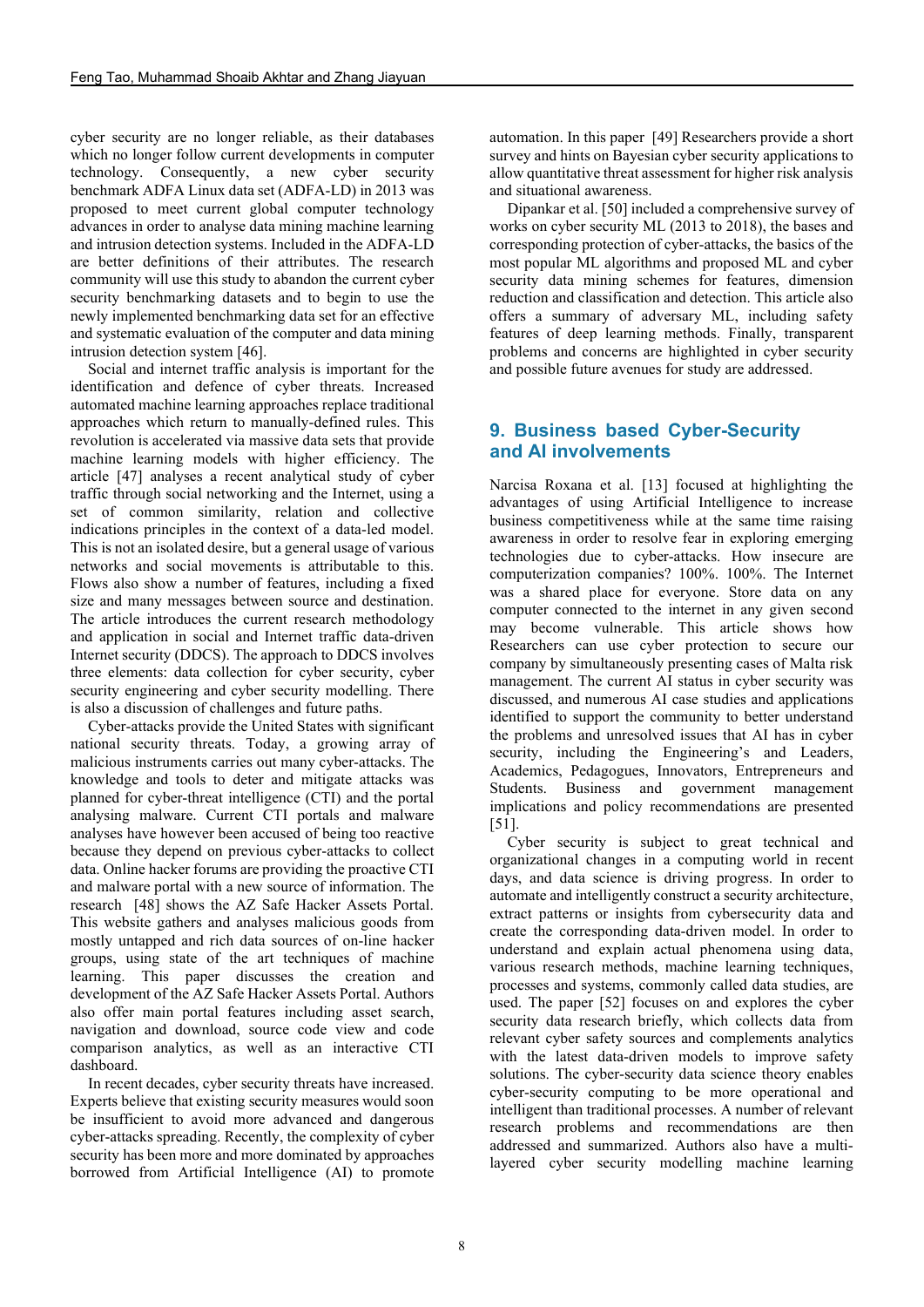cyber security are no longer reliable, as their databases which no longer follow current developments in computer technology. Consequently, a new cyber security benchmark ADFA Linux data set (ADFA-LD) in 2013 was proposed to meet current global computer technology advances in order to analyse data mining machine learning and intrusion detection systems. Included in the ADFA-LD are better definitions of their attributes. The research community will use this study to abandon the current cyber security benchmarking datasets and to begin to use the newly implemented benchmarking data set for an effective and systematic evaluation of the computer and data mining intrusion detection system [46].

Social and internet traffic analysis is important for the identification and defence of cyber threats. Increased automated machine learning approaches replace traditional approaches which return to manually-defined rules. This revolution is accelerated via massive data sets that provide machine learning models with higher efficiency. The article [47] analyses a recent analytical study of cyber traffic through social networking and the Internet, using a set of common similarity, relation and collective indications principles in the context of a data-led model. This is not an isolated desire, but a general usage of various networks and social movements is attributable to this. Flows also show a number of features, including a fixed size and many messages between source and destination. The article introduces the current research methodology and application in social and Internet traffic data-driven Internet security (DDCS). The approach to DDCS involves three elements: data collection for cyber security, cyber security engineering and cyber security modelling. There is also a discussion of challenges and future paths.

Cyber-attacks provide the United States with significant national security threats. Today, a growing array of malicious instruments carries out many cyber-attacks. The knowledge and tools to deter and mitigate attacks was planned for cyber-threat intelligence (CTI) and the portal analysing malware. Current CTI portals and malware analyses have however been accused of being too reactive because they depend on previous cyber-attacks to collect data. Online hacker forums are providing the proactive CTI and malware portal with a new source of information. The research [48] shows the AZ Safe Hacker Assets Portal. This website gathers and analyses malicious goods from mostly untapped and rich data sources of on-line hacker groups, using state of the art techniques of machine learning. This paper discusses the creation and development of the AZ Safe Hacker Assets Portal. Authors also offer main portal features including asset search, navigation and download, source code view and code comparison analytics, as well as an interactive CTI dashboard.

In recent decades, cyber security threats have increased. Experts believe that existing security measures would soon be insufficient to avoid more advanced and dangerous cyber-attacks spreading. Recently, the complexity of cyber security has been more and more dominated by approaches borrowed from Artificial Intelligence (AI) to promote automation. In this paper [49] Researchers provide a short survey and hints on Bayesian cyber security applications to allow quantitative threat assessment for higher risk analysis and situational awareness.

Dipankar et al. [50] included a comprehensive survey of works on cyber security ML (2013 to 2018), the bases and corresponding protection of cyber-attacks, the basics of the most popular ML algorithms and proposed ML and cyber security data mining schemes for features, dimension reduction and classification and detection. This article also offers a summary of adversary ML, including safety features of deep learning methods. Finally, transparent problems and concerns are highlighted in cyber security and possible future avenues for study are addressed.

## 9. Business based Cyber-Security and AI involvements

Narcisa Roxana et al. [13] focused at highlighting the advantages of using Artificial Intelligence to increase business competitiveness while at the same time raising awareness in order to resolve fear in exploring emerging technologies due to cyber-attacks. How insecure are computerization companies? 100%. 100%. The Internet was a shared place for everyone. Store data on any computer connected to the internet in any given second may become vulnerable. This article shows how Researchers can use cyber protection to secure our company by simultaneously presenting cases of Malta risk management. The current AI status in cyber security was discussed, and numerous AI case studies and applications identified to support the community to better understand the problems and unresolved issues that AI has in cyber security, including the Engineering's and Leaders, Academics, Pedagogues, Innovators, Entrepreneurs and Students. Business and government management implications and policy recommendations are presented [51].

Cyber security is subject to great technical and organizational changes in a computing world in recent days, and data science is driving progress. In order to automate and intelligently construct a security architecture, extract patterns or insights from cybersecurity data and create the corresponding data-driven model. In order to understand and explain actual phenomena using data, various research methods, machine learning techniques, processes and systems, commonly called data studies, are used. The paper [52] focuses on and explores the cyber security data research briefly, which collects data from relevant cyber safety sources and complements analytics with the latest data-driven models to improve safety solutions. The cyber-security data science theory enables cyber-security computing to be more operational and intelligent than traditional processes. A number of relevant research problems and recommendations are then addressed and summarized. Authors also have a multi-layered cyber security modelling machine learning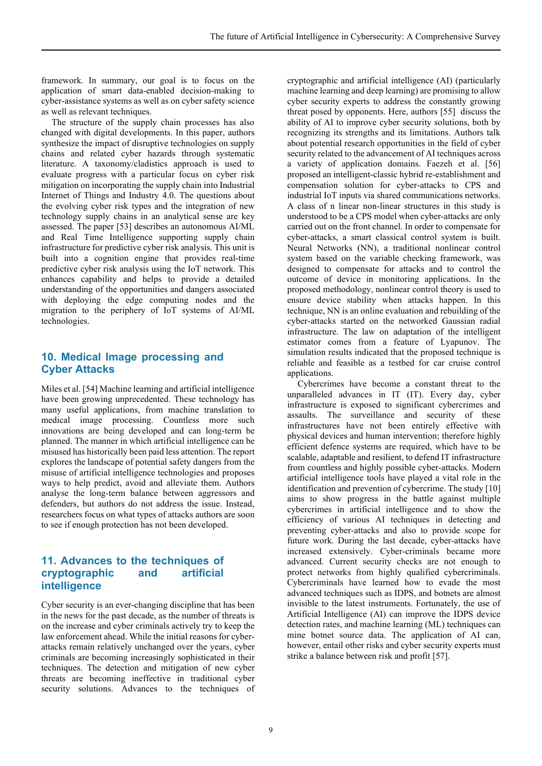framework. In summary, our goal is to focus on the application of smart data-enabled decision-making to cyber-assistance systems as well as on cyber safety science as well as relevant techniques.

The structure of the supply chain processes has also changed with digital developments. In this paper, authors synthesize the impact of disruptive technologies on supply chains and related cyber hazards through systematic literature. A taxonomy/cladistics approach is used to evaluate progress with a particular focus on cyber risk mitigation on incorporating the supply chain into Industrial Internet of Things and Industry 4.0. The questions about the evolving cyber risk types and the integration of new technology supply chains in an analytical sense are key assessed. The paper [53] describes an autonomous AI/ML and Real Time Intelligence supporting supply chain infrastructure for predictive cyber risk analysis. This unit is built into a cognition engine that provides real-time predictive cyber risk analysis using the IoT network. This enhances capability and helps to provide a detailed understanding of the opportunities and dangers associated with deploying the edge computing nodes and the migration to the periphery of IoT systems of AI/ML technologies.

## 10. Medical Image processing and Cyber Attacks

Miles et al. [54] Machine learning and artificial intelligence have been growing unprecedented. These technology has many useful applications, from machine translation to medical image processing. Countless more such innovations are being developed and can long-term be planned. The manner in which artificial intelligence can be misused has historically been paid less attention. The report explores the landscape of potential safety dangers from the misuse of artificial intelligence technologies and proposes ways to help predict, avoid and alleviate them. Authors analyse the long-term balance between aggressors and defenders, but authors do not address the issue. Instead, researchers focus on what types of attacks authors are soon to see if enough protection has not been developed.

## 11. Advances to the techniques of cryptographic and artificial intelligence

Cyber security is an ever-changing discipline that has been in the news for the past decade, as the number of threats is on the increase and cyber criminals actively try to keep the law enforcement ahead. While the initial reasons for cyber-attacks remain relatively unchanged over the years, cyber criminals are becoming increasingly sophisticated in their techniques. The detection and mitigation of new cyber threats are becoming ineffective in traditional cyber security solutions. Advances to the techniques of cryptographic and artificial intelligence (AI) (particularly machine learning and deep learning) are promising to allow cyber security experts to address the constantly growing threat posed by opponents. Here, authors [55] discuss the ability of AI to improve cyber security solutions, both by recognizing its strengths and its limitations. Authors talk about potential research opportunities in the field of cyber security related to the advancement of AI techniques across a variety of application domains. Faezeh et al. [56] proposed an intelligent-classic hybrid re-establishment and compensation solution for cyber-attacks to CPS and industrial IoT inputs via shared communications networks. A class of n linear non-linear structures in this study is understood to be a CPS model when cyber-attacks are only carried out on the front channel. In order to compensate for cyber-attacks, a smart classical control system is built. Neural Networks (NN), a traditional nonlinear control system based on the variable checking framework, was designed to compensate for attacks and to control the outcome of device in monitoring applications. In the proposed methodology, nonlinear control theory is used to ensure device stability when attacks happen. In this technique, NN is an online evaluation and rebuilding of the cyber-attacks started on the networked Gaussian radial infrastructure. The law on adaptation of the intelligent estimator comes from a feature of Lyapunov. The simulation results indicated that the proposed technique is reliable and feasible as a testbed for car cruise control applications.

Cybercrimes have become a constant threat to the unparalleled advances in IT (IT). Every day, cyber infrastructure is exposed to significant cybercrimes and assaults. The surveillance and security of these infrastructures have not been entirely effective with physical devices and human intervention; therefore highly efficient defence systems are required, which have to be scalable, adaptable and resilient, to defend IT infrastructure from countless and highly possible cyber-attacks. Modern artificial intelligence tools have played a vital role in the identification and prevention of cybercrime. The study [10] aims to show progress in the battle against multiple cybercrimes in artificial intelligence and to show the efficiency of various AI techniques in detecting and preventing cyber-attacks and also to provide scope for future work. During the last decade, cyber-attacks have increased extensively. Cyber-criminals became more advanced. Current security checks are not enough to protect networks from highly qualified cybercriminals. Cybercriminals have learned how to evade the most advanced techniques such as IDPS, and botnets are almost invisible to the latest instruments. Fortunately, the use of Artificial Intelligence (AI) can improve the IDPS device detection rates, and machine learning (ML) techniques can mine botnet source data. The application of AI can, however, entail other risks and cyber security experts must strike a balance between risk and profit [57].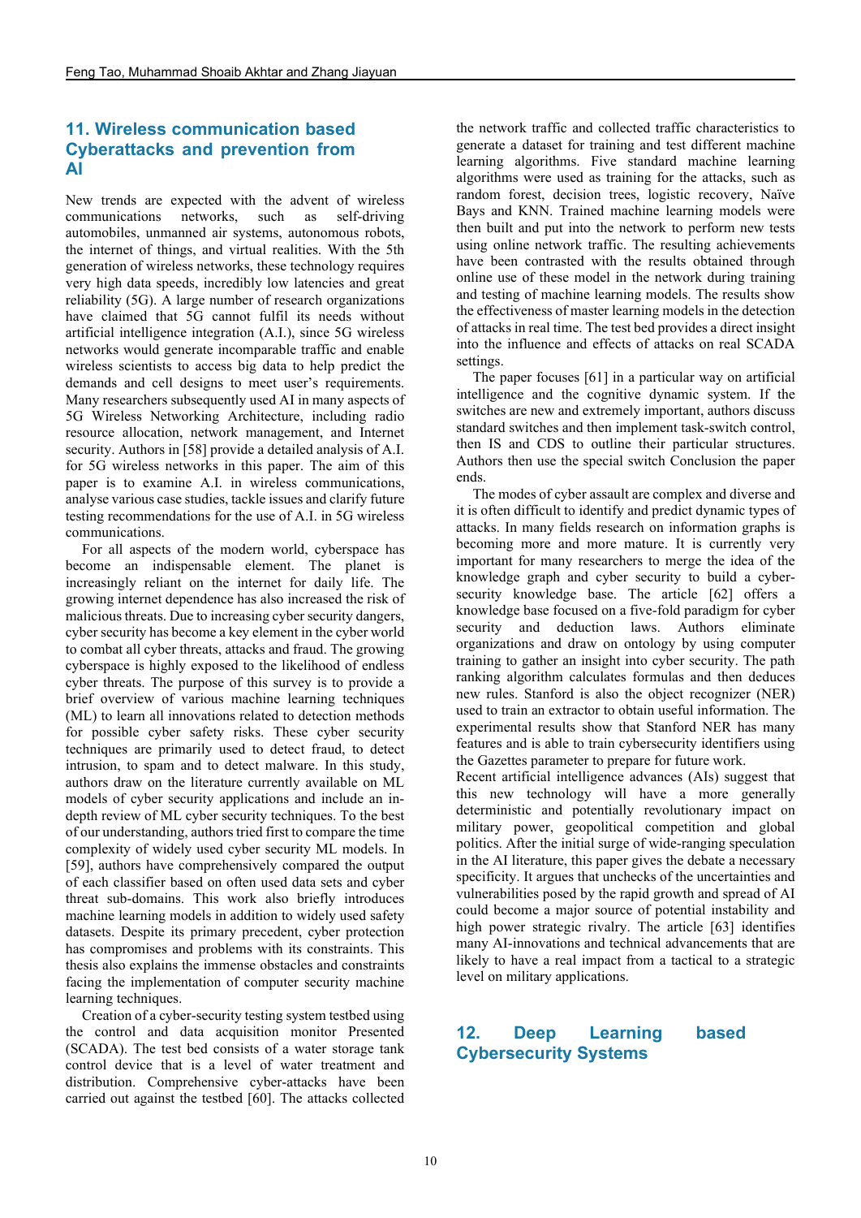## 11. Wireless communication based Cyberattacks and prevention from AI

New trends are expected with the advent of wireless communications networks, such as self-driving automobiles, unmanned air systems, autonomous robots, the internet of things, and virtual realities. With the 5th generation of wireless networks, these technology requires very high data speeds, incredibly low latencies and great reliability (5G). A large number of research organizations have claimed that 5G cannot fulfil its needs without artificial intelligence integration (A.I.), since 5G wireless networks would generate incomparable traffic and enable wireless scientists to access big data to help predict the demands and cell designs to meet user's requirements. Many researchers subsequently used AI in many aspects of 5G Wireless Networking Architecture, including radio resource allocation, network management, and Internet security. Authors in [58] provide a detailed analysis of A.I. for 5G wireless networks in this paper. The aim of this paper is to examine A.I. in wireless communications, analyse various case studies, tackle issues and clarify future testing recommendations for the use of A.I. in 5G wireless communications.

For all aspects of the modern world, cyberspace has become an indispensable element. The planet is increasingly reliant on the internet for daily life. The growing internet dependence has also increased the risk of malicious threats. Due to increasing cyber security dangers, cyber security has become a key element in the cyber world to combat all cyber threats, attacks and fraud. The growing cyberspace is highly exposed to the likelihood of endless cyber threats. The purpose of this survey is to provide a brief overview of various machine learning techniques (ML) to learn all innovations related to detection methods for possible cyber safety risks. These cyber security techniques are primarily used to detect fraud, to detect intrusion, to spam and to detect malware. In this study, authors draw on the literature currently available on ML models of cyber security applications and include an in-depth review of ML cyber security techniques. To the best of our understanding, authors tried first to compare the time complexity of widely used cyber security ML models. In [59], authors have comprehensively compared the output of each classifier based on often used data sets and cyber threat sub-domains. This work also briefly introduces machine learning models in addition to widely used safety datasets. Despite its primary precedent, cyber protection has compromises and problems with its constraints. This thesis also explains the immense obstacles and constraints facing the implementation of computer security machine learning techniques.

Creation of a cyber-security testing system testbed using the control and data acquisition monitor Presented (SCADA). The test bed consists of a water storage tank control device that is a level of water treatment and distribution. Comprehensive cyber-attacks have been carried out against the testbed [60]. The attacks collected the network traffic and collected traffic characteristics to generate a dataset for training and test different machine learning algorithms. Five standard machine learning algorithms were used as training for the attacks, such as random forest, decision trees, logistic recovery, Naïve Bays and KNN. Trained machine learning models were then built and put into the network to perform new tests using online network traffic. The resulting achievements have been contrasted with the results obtained through online use of these model in the network during training and testing of machine learning models. The results show the effectiveness of master learning models in the detection of attacks in real time. The test bed provides a direct insight into the influence and effects of attacks on real SCADA settings.

The paper focuses [61] in a particular way on artificial intelligence and the cognitive dynamic system. If the switches are new and extremely important, authors discuss standard switches and then implement task-switch control, then IS and CDS to outline their particular structures. Authors then use the special switch Conclusion the paper ends.

The modes of cyber assault are complex and diverse and it is often difficult to identify and predict dynamic types of attacks. In many fields research on information graphs is becoming more and more mature. It is currently very important for many researchers to merge the idea of the knowledge graph and cyber security to build a cyber-security knowledge base. The article [62] offers a knowledge base focused on a five-fold paradigm for cyber security and deduction laws. Authors eliminate organizations and draw on ontology by using computer training to gather an insight into cyber security. The path ranking algorithm calculates formulas and then deduces new rules. Stanford is also the object recognizer (NER) used to train an extractor to obtain useful information. The experimental results show that Stanford NER has many features and is able to train cybersecurity identifiers using the Gazettes parameter to prepare for future work.

Recent artificial intelligence advances (AIs) suggest that this new technology will have a more generally deterministic and potentially revolutionary impact on military power, geopolitical competition and global politics. After the initial surge of wide-ranging speculation in the AI literature, this paper gives the debate a necessary specificity. It argues that unchecks of the uncertainties and vulnerabilities posed by the rapid growth and spread of AI could become a major source of potential instability and high power strategic rivalry. The article [63] identifies many AI-innovations and technical advancements that are likely to have a real impact from a tactical to a strategic level on military applications.

## 12. Deep Learning based Cybersecurity Systems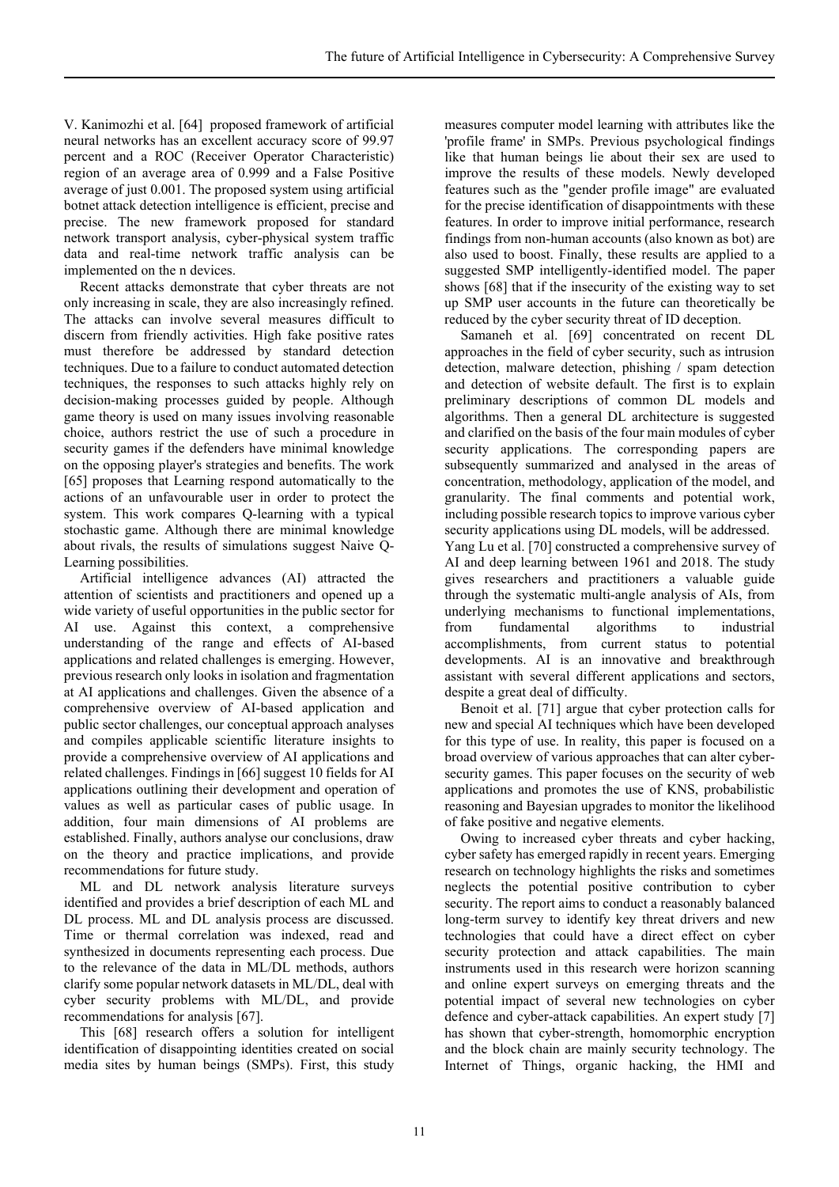V. Kanimozhi et al. [64] proposed framework of artificial neural networks has an excellent accuracy score of 99.97 percent and a ROC (Receiver Operator Characteristic) region of an average area of 0.999 and a False Positive average of just 0.001. The proposed system using artificial botnet attack detection intelligence is efficient, precise and precise. The new framework proposed for standard network transport analysis, cyber-physical system traffic data and real-time network traffic analysis can be implemented on the n devices.

Recent attacks demonstrate that cyber threats are not only increasing in scale, they are also increasingly refined. The attacks can involve several measures difficult to discern from friendly activities. High fake positive rates must therefore be addressed by standard detection techniques. Due to a failure to conduct automated detection techniques, the responses to such attacks highly rely on decision-making processes guided by people. Although game theory is used on many issues involving reasonable choice, authors restrict the use of such a procedure in security games if the defenders have minimal knowledge on the opposing player's strategies and benefits. The work [65] proposes that Learning respond automatically to the actions of an unfavourable user in order to protect the system. This work compares Q-learning with a typical stochastic game. Although there are minimal knowledge about rivals, the results of simulations suggest Naive Q-Learning possibilities.

Artificial intelligence advances (AI) attracted the attention of scientists and practitioners and opened up a wide variety of useful opportunities in the public sector for AI use. Against this context, a comprehensive understanding of the range and effects of AI-based applications and related challenges is emerging. However, previous research only looks in isolation and fragmentation at AI applications and challenges. Given the absence of a comprehensive overview of AI-based application and public sector challenges, our conceptual approach analyses and compiles applicable scientific literature insights to provide a comprehensive overview of AI applications and related challenges. Findings in [66] suggest 10 fields for AI applications outlining their development and operation of values as well as particular cases of public usage. In addition, four main dimensions of AI problems are established. Finally, authors analyse our conclusions, draw on the theory and practice implications, and provide recommendations for future study.

ML and DL network analysis literature surveys identified and provides a brief description of each ML and DL process. ML and DL analysis process are discussed. Time or thermal correlation was indexed, read and synthesized in documents representing each process. Due to the relevance of the data in ML/DL methods, authors clarify some popular network datasets in ML/DL, deal with cyber security problems with ML/DL, and provide recommendations for analysis [67].

This [68] research offers a solution for intelligent identification of disappointing identities created on social media sites by human beings (SMPs). First, this study measures computer model learning with attributes like the 'profile frame' in SMPs. Previous psychological findings like that human beings lie about their sex are used to improve the results of these models. Newly developed features such as the "gender profile image" are evaluated for the precise identification of disappointments with these features. In order to improve initial performance, research findings from non-human accounts (also known as bot) are also used to boost. Finally, these results are applied to a suggested SMP intelligently-identified model. The paper shows [68] that if the insecurity of the existing way to set up SMP user accounts in the future can theoretically be reduced by the cyber security threat of ID deception.

Samaneh et al. [69] concentrated on recent DL approaches in the field of cyber security, such as intrusion detection, malware detection, phishing / spam detection and detection of website default. The first is to explain preliminary descriptions of common DL models and algorithms. Then a general DL architecture is suggested and clarified on the basis of the four main modules of cyber security applications. The corresponding papers are subsequently summarized and analysed in the areas of concentration, methodology, application of the model, and granularity. The final comments and potential work, including possible research topics to improve various cyber security applications using DL models, will be addressed.

Yang Lu et al. [70] constructed a comprehensive survey of AI and deep learning between 1961 and 2018. The study gives researchers and practitioners a valuable guide through the systematic multi-angle analysis of AIs, from underlying mechanisms to functional implementations, from fundamental algorithms to industrial accomplishments, from current status to potential developments. AI is an innovative and breakthrough assistant with several different applications and sectors, despite a great deal of difficulty.

Benoit et al. [71] argue that cyber protection calls for new and special AI techniques which have been developed for this type of use. In reality, this paper is focused on a broad overview of various approaches that can alter cyber-security games. This paper focuses on the security of web applications and promotes the use of KNS, probabilistic reasoning and Bayesian upgrades to monitor the likelihood of fake positive and negative elements.

Owing to increased cyber threats and cyber hacking, cyber safety has emerged rapidly in recent years. Emerging research on technology highlights the risks and sometimes neglects the potential positive contribution to cyber security. The report aims to conduct a reasonably balanced long-term survey to identify key threat drivers and new technologies that could have a direct effect on cyber security protection and attack capabilities. The main instruments used in this research were horizon scanning and online expert surveys on emerging threats and the potential impact of several new technologies on cyber defence and cyber-attack capabilities. An expert study [7] has shown that cyber-strength, homomorphic encryption and the block chain are mainly security technology. The Internet of Things, organic hacking, the HMI and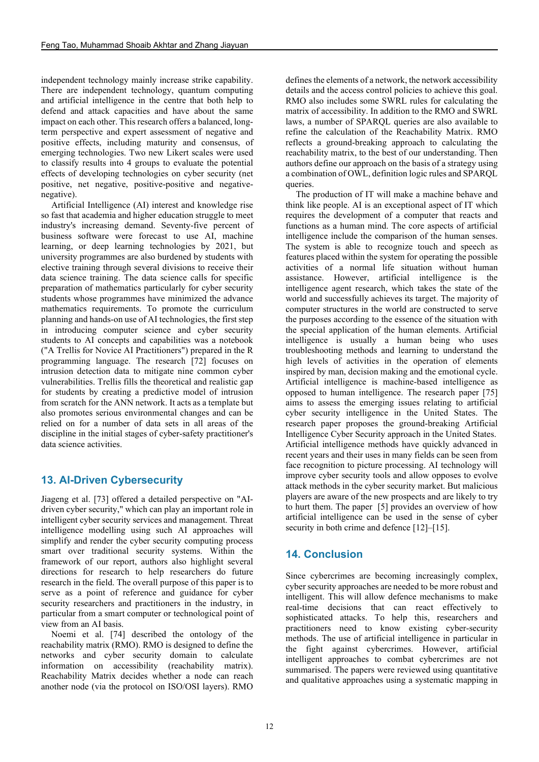independent technology mainly increase strike capability. There are independent technology, quantum computing and artificial intelligence in the centre that both help to defend and attack capacities and have about the same impact on each other. This research offers a balanced, long-term perspective and expert assessment of negative and positive effects, including maturity and consensus, of emerging technologies. Two new Likert scales were used to classify results into 4 groups to evaluate the potential effects of developing technologies on cyber security (net positive, net negative, positive-positive and negative-negative).

Artificial Intelligence (AI) interest and knowledge rise so fast that academia and higher education struggle to meet industry's increasing demand. Seventy-five percent of business software were forecast to use AI, machine learning, or deep learning technologies by 2021, but university programmes are also burdened by students with elective training through several divisions to receive their data science training. The data science calls for specific preparation of mathematics particularly for cyber security students whose programmes have minimized the advance mathematics requirements. To promote the curriculum planning and hands-on use of AI technologies, the first step in introducing computer science and cyber security students to AI concepts and capabilities was a notebook ("A Trellis for Novice AI Practitioners") prepared in the R programming language. The research [72] focuses on intrusion detection data to mitigate nine common cyber vulnerabilities. Trellis fills the theoretical and realistic gap for students by creating a predictive model of intrusion from scratch for the ANN network. It acts as a template but also promotes serious environmental changes and can be relied on for a number of data sets in all areas of the discipline in the initial stages of cyber-safety practitioner's data science activities.

## 13. AI-Driven Cybersecurity

Jiageng et al. [73] offered a detailed perspective on "AI-driven cyber security," which can play an important role in intelligent cyber security services and management. Threat intelligence modelling using such AI approaches will simplify and render the cyber security computing process smart over traditional security systems. Within the framework of our report, authors also highlight several directions for research to help researchers do future research in the field. The overall purpose of this paper is to serve as a point of reference and guidance for cyber security researchers and practitioners in the industry, in particular from a smart computer or technological point of view from an AI basis.

Noemi et al. [74] described the ontology of the reachability matrix (RMO). RMO is designed to define the networks and cyber security domain to calculate information on accessibility (reachability matrix). Reachability Matrix decides whether a node can reach another node (via the protocol on ISO/OSI layers). RMO defines the elements of a network, the network accessibility details and the access control policies to achieve this goal. RMO also includes some SWRL rules for calculating the matrix of accessibility. In addition to the RMO and SWRL laws, a number of SPARQL queries are also available to refine the calculation of the Reachability Matrix. RMO reflects a ground-breaking approach to calculating the reachability matrix, to the best of our understanding. Then authors define our approach on the basis of a strategy using a combination of OWL, definition logic rules and SPARQL queries.

The production of IT will make a machine behave and think like people. AI is an exceptional aspect of IT which requires the development of a computer that reacts and functions as a human mind. The core aspects of artificial intelligence include the comparison of the human senses. The system is able to recognize touch and speech as features placed within the system for operating the possible activities of a normal life situation without human assistance. However, artificial intelligence is the intelligence agent research, which takes the state of the world and successfully achieves its target. The majority of computer structures in the world are constructed to serve the purposes according to the essence of the situation with the special application of the human elements. Artificial intelligence is usually a human being who uses troubleshooting methods and learning to understand the high levels of activities in the operation of elements inspired by man, decision making and the emotional cycle. Artificial intelligence is machine-based intelligence as opposed to human intelligence. The research paper [75] aims to assess the emerging issues relating to artificial cyber security intelligence in the United States. The research paper proposes the ground-breaking Artificial Intelligence Cyber Security approach in the United States. Artificial intelligence methods have quickly advanced in recent years and their uses in many fields can be seen from face recognition to picture processing. AI technology will improve cyber security tools and allow opposes to evolve attack methods in the cyber security market. But malicious players are aware of the new prospects and are likely to try to hurt them. The paper [5] provides an overview of how artificial intelligence can be used in the sense of cyber security in both crime and defence [12]–[15].

## 14. Conclusion

Since cybercrimes are becoming increasingly complex, cyber security approaches are needed to be more robust and intelligent. This will allow defence mechanisms to make real-time decisions that can react effectively to sophisticated attacks. To help this, researchers and practitioners need to know existing cyber-security methods. The use of artificial intelligence in particular in the fight against cybercrimes. However, artificial intelligent approaches to combat cybercrimes are not summarised. The papers were reviewed using quantitative and qualitative approaches using a systematic mapping in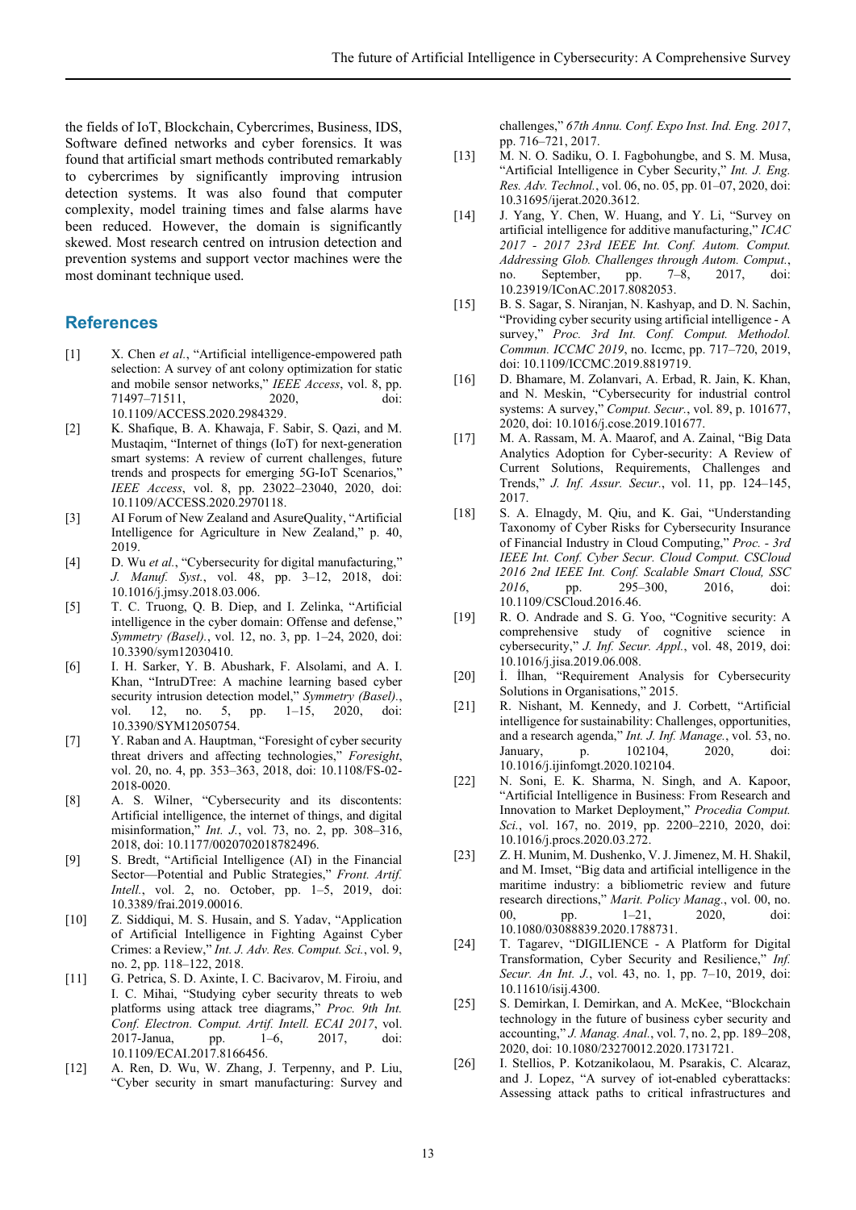the fields of IoT, Blockchain, Cybercrimes, Business, IDS, Software defined networks and cyber forensics. It was found that artificial smart methods contributed remarkably to cybercrimes by significantly improving intrusion detection systems. It was also found that computer complexity, model training times and false alarms have been reduced. However, the domain is significantly skewed. Most research centred on intrusion detection and prevention systems and support vector machines were the most dominant technique used.

## References

[1] X. Chen *et al.*, "Artificial intelligence-empowered path selection: A survey of ant colony optimization for static and mobile sensor networks," *IEEE Access*, vol. 8, pp. 71497–71511, 2020, doi: 10.1109/ACCESS.2020.2984329.

[2] K. Shafique, B. A. Khawaja, F. Sabir, S. Qazi, and M. Mustaqim, "Internet of things (IoT) for next-generation smart systems: A review of current challenges, future trends and prospects for emerging 5G-IoT Scenarios," *IEEE Access*, vol. 8, pp. 23022–23040, 2020, doi: 10.1109/ACCESS.2020.2970118.

[3] AI Forum of New Zealand and AsureQuality, "Artificial Intelligence for Agriculture in New Zealand," p. 40, 2019.

[4] D. Wu *et al.*, "Cybersecurity for digital manufacturing," *J. Manuf. Syst.*, vol. 48, pp. 3–12, 2018, doi: 10.1016/j.jmsy.2018.03.006.

[5] T. C. Truong, Q. B. Diep, and I. Zelinka, "Artificial intelligence in the cyber domain: Offense and defense," *Symmetry (Basel).*, vol. 12, no. 3, pp. 1–24, 2020, doi: 10.3390/sym12030410.

[6] I. H. Sarker, Y. B. Abushark, F. Alsolami, and A. I. Khan, "IntruDTree: A machine learning based cyber security intrusion detection model," *Symmetry (Basel).*, vol. 12, no. 5, pp. 1–15, 2020, doi: 10.3390/SYM12050754.

[7] Y. Raban and A. Hauptman, "Foresight of cyber security threat drivers and affecting technologies," *Foresight*, vol. 20, no. 4, pp. 353–363, 2018, doi: 10.1108/FS-02-2018-0020.

[8] A. S. Wilner, "Cybersecurity and its discontents: Artificial intelligence, the internet of things, and digital misinformation," *Int. J.*, vol. 73, no. 2, pp. 308–316, 2018, doi: 10.1177/0020702018782496.

[9] S. Bredt, "Artificial Intelligence (AI) in the Financial Sector—Potential and Public Strategies," *Front. Artif. Intell.*, vol. 2, no. October, pp. 1–5, 2019, doi: 10.3389/frai.2019.00016.

[10] Z. Siddiqui, M. S. Husain, and S. Yadav, "Application of Artificial Intelligence in Fighting Against Cyber Crimes: a Review," *Int. J. Adv. Res. Comput. Sci.*, vol. 9, no. 2, pp. 118–122, 2018.

[11] G. Petrica, S. D. Axinte, I. C. Bacivarov, M. Firoiu, and I. C. Mihai, "Studying cyber security threats to web platforms using attack tree diagrams," *Proc. 9th Int. Conf. Electron. Comput. Artif. Intell. ECAI 2017*, vol. 2017-Janua, pp. 1–6, 2017, doi: 10.1109/ECAI.2017.8166456.

[12] A. Ren, D. Wu, W. Zhang, J. Terpenny, and P. Liu, "Cyber security in smart manufacturing: Survey and challenges," *67th Annu. Conf. Expo Inst. Ind. Eng. 2017*, pp. 716–721, 2017.

[13] M. N. O. Sadiku, O. I. Fagbohungbe, and S. M. Musa, "Artificial Intelligence in Cyber Security," *Int. J. Eng. Res. Adv. Technol.*, vol. 06, no. 05, pp. 01–07, 2020, doi: 10.31695/ijerat.2020.3612.

[14] J. Yang, Y. Chen, W. Huang, and Y. Li, "Survey on artificial intelligence for additive manufacturing," *ICAC 2017 - 2017 23rd IEEE Int. Conf. Autom. Comput. Addressing Glob. Challenges through Autom. Comput.*, no. September, pp. 7–8, 2017, doi: 10.23919/IConAC.2017.8082053.

[15] B. S. Sagar, S. Niranjan, N. Kashyap, and D. N. Sachin, "Providing cyber security using artificial intelligence - A survey," *Proc. 3rd Int. Conf. Comput. Methodol. Commun. ICCMC 2019*, no. Iccmc, pp. 717–720, 2019, doi: 10.1109/ICCMC.2019.8819719.

[16] D. Bhamare, M. Zolanvari, A. Erbad, R. Jain, K. Khan, and N. Meskin, "Cybersecurity for industrial control systems: A survey," *Comput. Secur.*, vol. 89, p. 101677, 2020, doi: 10.1016/j.cose.2019.101677.

[17] M. A. Rassam, M. A. Maarof, and A. Zainal, "Big Data Analytics Adoption for Cyber-security: A Review of Current Solutions, Requirements, Challenges and Trends," *J. Inf. Assur. Secur.*, vol. 11, pp. 124–145, 2017.

[18] S. A. Elnagdy, M. Qiu, and K. Gai, "Understanding Taxonomy of Cyber Risks for Cybersecurity Insurance of Financial Industry in Cloud Computing," *Proc. - 3rd IEEE Int. Conf. Cyber Secur. Cloud Comput. CSCloud 2016 2nd IEEE Int. Conf. Scalable Smart Cloud, SSC 2016*, pp. 295–300, 2016, doi: 10.1109/CSCloud.2016.46.

[19] R. O. Andrade and S. G. Yoo, "Cognitive security: A comprehensive study of cognitive science in cybersecurity," *J. Inf. Secur. Appl.*, vol. 48, 2019, doi: 10.1016/j.jisa.2019.06.008.

[20] İ. İlhan, "Requirement Analysis for Cybersecurity Solutions in Organisations," 2015.

[21] R. Nishant, M. Kennedy, and J. Corbett, "Artificial intelligence for sustainability: Challenges, opportunities, and a research agenda," *Int. J. Inf. Manage.*, vol. 53, no. January, p. 102104, 2020, doi: 10.1016/j.ijinfomgt.2020.102104.

[22] N. Soni, E. K. Sharma, N. Singh, and A. Kapoor, "Artificial Intelligence in Business: From Research and Innovation to Market Deployment," *Procedia Comput. Sci.*, vol. 167, no. 2019, pp. 2200–2210, 2020, doi: 10.1016/j.procs.2020.03.272.

[23] Z. H. Munim, M. Dushenko, V. J. Jimenez, M. H. Shakil, and M. Imset, "Big data and artificial intelligence in the maritime industry: a bibliometric review and future research directions," *Marit. Policy Manag.*, vol. 00, no. 00, pp. 1–21, 2020, doi: 10.1080/03088839.2020.1788731.

[24] T. Tagarev, "DIGILIENCE - A Platform for Digital Transformation, Cyber Security and Resilience," *Inf. Secur. An Int. J.*, vol. 43, no. 1, pp. 7–10, 2019, doi: 10.11610/isij.4300.

[25] S. Demirkan, I. Demirkan, and A. McKee, "Blockchain technology in the future of business cyber security and accounting," *J. Manag. Anal.*, vol. 7, no. 2, pp. 189–208, 2020, doi: 10.1080/23270012.2020.1731721.

[26] I. Stellios, P. Kotzanikolaou, M. Psarakis, C. Alcaraz, and J. Lopez, "A survey of iot-enabled cyberattacks: Assessing attack paths to critical infrastructures and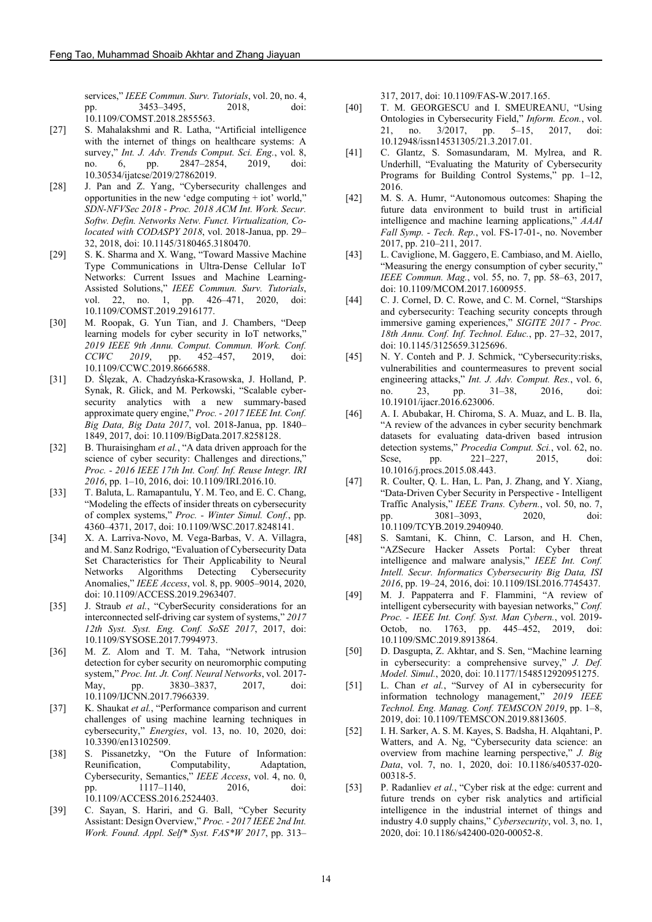services," *IEEE Commun. Surv. Tutorials*, vol. 20, no. 4, pp. 3453–3495, 2018, doi: 10.1109/COMST.2018.2855563.

[27] S. Mahalakshmi and R. Latha, "Artificial intelligence with the internet of things on healthcare systems: A survey," *Int. J. Adv. Trends Comput. Sci. Eng.*, vol. 8, no. 6, pp. 2847–2854, 2019, doi: 10.30534/ijatcse/2019/27862019.

[28] J. Pan and Z. Yang, "Cybersecurity challenges and opportunities in the new 'edge computing + iot' world," *SDN-NFVSec 2018 - Proc. 2018 ACM Int. Work. Secur. Softw. Defin. Networks Netw. Funct. Virtualization, Co-located with CODASPY 2018*, vol. 2018-Janua, pp. 29–32, 2018, doi: 10.1145/3180465.3180470.

[29] S. K. Sharma and X. Wang, "Toward Massive Machine Type Communications in Ultra-Dense Cellular IoT Networks: Current Issues and Machine Learning-Assisted Solutions," *IEEE Commun. Surv. Tutorials*, vol. 22, no. 1, pp. 426–471, 2020, doi: 10.1109/COMST.2019.2916177.

[30] M. Roopak, G. Yun Tian, and J. Chambers, "Deep learning models for cyber security in IoT networks," *2019 IEEE 9th Annu. Comput. Commun. Work. Conf. CCWC 2019*, pp. 452–457, 2019, doi: 10.1109/CCWC.2019.8666588.

[31] D. Ślęzak, A. Chadzyńska-Krasowska, J. Holland, P. Synak, R. Glick, and M. Perkowski, "Scalable cyber-security analytics with a new summary-based approximate query engine," *Proc. - 2017 IEEE Int. Conf. Big Data, Big Data 2017*, vol. 2018-Janua, pp. 1840–1849, 2017, doi: 10.1109/BigData.2017.8258128.

[32] B. Thuraisingham *et al.*, "A data driven approach for the science of cyber security: Challenges and directions," *Proc. - 2016 IEEE 17th Int. Conf. Inf. Reuse Integr. IRI 2016*, pp. 1–10, 2016, doi: 10.1109/IRI.2016.10.

[33] T. Baluta, L. Ramapantulu, Y. M. Teo, and E. C. Chang, "Modeling the effects of insider threats on cybersecurity of complex systems," *Proc. - Winter Simul. Conf.*, pp. 4360–4371, 2017, doi: 10.1109/WSC.2017.8248141.

[34] X. A. Larriva-Novo, M. Vega-Barbas, V. A. Villagra, and M. Sanz Rodrigo, "Evaluation of Cybersecurity Data Set Characteristics for Their Applicability to Neural Networks Algorithms Detecting Cybersecurity Anomalies," *IEEE Access*, vol. 8, pp. 9005–9014, 2020, doi: 10.1109/ACCESS.2019.2963407.

[35] J. Straub *et al.*, "CyberSecurity considerations for an interconnected self-driving car system of systems," *2017 12th Syst. Syst. Eng. Conf. SoSE 2017*, 2017, doi: 10.1109/SYSOSE.2017.7994973.

[36] M. Z. Alom and T. M. Taha, "Network intrusion detection for cyber security on neuromorphic computing system," *Proc. Int. Jt. Conf. Neural Networks*, vol. 2017-May, pp. 3830–3837, 2017, doi: 10.1109/IJCNN.2017.7966339.

[37] K. Shaukat *et al.*, "Performance comparison and current challenges of using machine learning techniques in cybersecurity," *Energies*, vol. 13, no. 10, 2020, doi: 10.3390/en13102509.

[38] S. Pissanetzky, "On the Future of Information: Reunification, Computability, Adaptation, Cybersecurity, Semantics," *IEEE Access*, vol. 4, no. 0, pp. 1117–1140, 2016, doi: 10.1109/ACCESS.2016.2524403.

[39] C. Sayan, S. Hariri, and G. Ball, "Cyber Security Assistant: Design Overview," *Proc. - 2017 IEEE 2nd Int. Work. Found. Appl. Self* Syst. FAS*W 2017*, pp. 313–317, 2017, doi: 10.1109/FAS-W.2017.165.

[40] T. M. GEORGESCU and I. SMEUREANU, "Using Ontologies in Cybersecurity Field," *Inform. Econ.*, vol. 21, no. 3/2017, pp. 5–15, 2017, doi: 10.12948/issn14531305/21.3.2017.01.

[41] C. Glantz, S. Somasundaram, M. Mylrea, and R. Underhill, "Evaluating the Maturity of Cybersecurity Programs for Building Control Systems," pp. 1–12, 2016.

[42] M. S. A. Humr, "Autonomous outcomes: Shaping the future data environment to build trust in artificial intelligence and machine learning applications," *AAAI Fall Symp. - Tech. Rep.*, vol. FS-17-01-, no. November 2017, pp. 210–211, 2017.

[43] L. Caviglione, M. Gaggero, E. Cambiaso, and M. Aiello, "Measuring the energy consumption of cyber security," *IEEE Commun. Mag.*, vol. 55, no. 7, pp. 58–63, 2017, doi: 10.1109/MCOM.2017.1600955.

[44] C. J. Cornel, D. C. Rowe, and C. M. Cornel, "Starships and cybersecurity: Teaching security concepts through immersive gaming experiences," *SIGITE 2017 - Proc. 18th Annu. Conf. Inf. Technol. Educ.*, pp. 27–32, 2017, doi: 10.1145/3125659.3125696.

[45] N. Y. Conteh and P. J. Schmick, "Cybersecurity:risks, vulnerabilities and countermeasures to prevent social engineering attacks," *Int. J. Adv. Comput. Res.*, vol. 6, no. 23, pp. 31–38, 2016, doi: 10.19101/ijacr.2016.623006.

[46] A. I. Abubakar, H. Chiroma, S. A. Muaz, and L. B. Ila, "A review of the advances in cyber security benchmark datasets for evaluating data-driven based intrusion detection systems," *Procedia Comput. Sci.*, vol. 62, no. Scse, pp. 221–227, 2015, doi: 10.1016/j.procs.2015.08.443.

[47] R. Coulter, Q. L. Han, L. Pan, J. Zhang, and Y. Xiang, "Data-Driven Cyber Security in Perspective - Intelligent Traffic Analysis," *IEEE Trans. Cybern.*, vol. 50, no. 7, pp. 3081–3093, 2020, doi: 10.1109/TCYB.2019.2940940.

[48] S. Samtani, K. Chinn, C. Larson, and H. Chen, "AZSecure Hacker Assets Portal: Cyber threat intelligence and malware analysis," *IEEE Int. Conf. Intell. Secur. Informatics Cybersecurity Big Data, ISI 2016*, pp. 19–24, 2016, doi: 10.1109/ISI.2016.7745437.

[49] M. J. Pappaterra and F. Flammini, "A review of intelligent cybersecurity with bayesian networks," *Conf. Proc. - IEEE Int. Conf. Syst. Man Cybern.*, vol. 2019-Octob, no. 1763, pp. 445–452, 2019, doi: 10.1109/SMC.2019.8913864.

[50] D. Dasgupta, Z. Akhtar, and S. Sen, "Machine learning in cybersecurity: a comprehensive survey," *J. Def. Model. Simul.*, 2020, doi: 10.1177/1548512920951275.

[51] L. Chan *et al.*, "Survey of AI in cybersecurity for information technology management," *2019 IEEE Technol. Eng. Manag. Conf. TEMSCON 2019*, pp. 1–8, 2019, doi: 10.1109/TEMSCON.2019.8813605.

[52] I. H. Sarker, A. S. M. Kayes, S. Badsha, H. Alqahtani, P. Watters, and A. Ng, "Cybersecurity data science: an overview from machine learning perspective," *J. Big Data*, vol. 7, no. 1, 2020, doi: 10.1186/s40537-020-00318-5.

[53] P. Radanliev *et al.*, "Cyber risk at the edge: current and future trends on cyber risk analytics and artificial intelligence in the industrial internet of things and industry 4.0 supply chains," *Cybersecurity*, vol. 3, no. 1, 2020, doi: 10.1186/s42400-020-00052-8.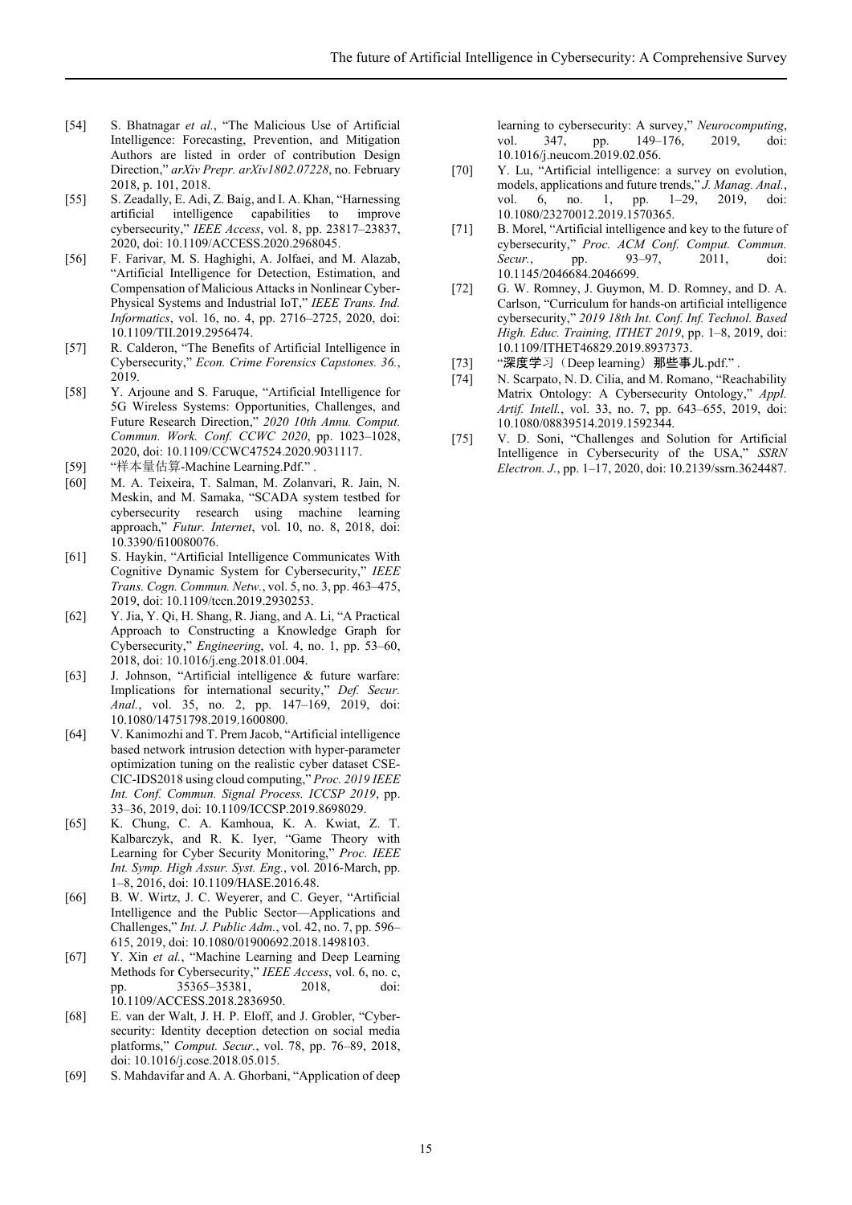[54] S. Bhatnagar *et al.*, "The Malicious Use of Artificial Intelligence: Forecasting, Prevention, and Mitigation Authors are listed in order of contribution Design Direction," *arXiv Prepr. arXiv1802.07228*, no. February 2018, p. 101, 2018.

[55] S. Zeadally, E. Adi, Z. Baig, and I. A. Khan, "Harnessing artificial intelligence capabilities to improve cybersecurity," *IEEE Access*, vol. 8, pp. 23817–23837, 2020, doi: 10.1109/ACCESS.2020.2968045.

[56] F. Farivar, M. S. Haghighi, A. Jolfaei, and M. Alazab, "Artificial Intelligence for Detection, Estimation, and Compensation of Malicious Attacks in Nonlinear Cyber-Physical Systems and Industrial IoT," *IEEE Trans. Ind. Informatics*, vol. 16, no. 4, pp. 2716–2725, 2020, doi: 10.1109/TII.2019.2956474.

[57] R. Calderon, "The Benefits of Artificial Intelligence in Cybersecurity," *Econ. Crime Forensics Capstones. 36.*, 2019.

[58] Y. Arjoune and S. Faruque, "Artificial Intelligence for 5G Wireless Systems: Opportunities, Challenges, and Future Research Direction," *2020 10th Annu. Comput. Commun. Work. Conf. CCWC 2020*, pp. 1023–1028, 2020, doi: 10.1109/CCWC47524.2020.9031117.

[59] "样本量估算-Machine Learning.Pdf." .

[60] M. A. Teixeira, T. Salman, M. Zolanvari, R. Jain, N. Meskin, and M. Samaka, "SCADA system testbed for cybersecurity research using machine learning approach," *Futur. Internet*, vol. 10, no. 8, 2018, doi: 10.3390/fi10080076.

[61] S. Haykin, "Artificial Intelligence Communicates With Cognitive Dynamic System for Cybersecurity," *IEEE Trans. Cogn. Commun. Netw.*, vol. 5, no. 3, pp. 463–475, 2019, doi: 10.1109/tccn.2019.2930253.

[62] Y. Jia, Y. Qi, H. Shang, R. Jiang, and A. Li, "A Practical Approach to Constructing a Knowledge Graph for Cybersecurity," *Engineering*, vol. 4, no. 1, pp. 53–60, 2018, doi: 10.1016/j.eng.2018.01.004.

[63] J. Johnson, "Artificial intelligence & future warfare: Implications for international security," *Def. Secur. Anal.*, vol. 35, no. 2, pp. 147–169, 2019, doi: 10.1080/14751798.2019.1600800.

[64] V. Kanimozhi and T. Prem Jacob, "Artificial intelligence based network intrusion detection with hyper-parameter optimization tuning on the realistic cyber dataset CSE-CIC-IDS2018 using cloud computing," *Proc. 2019 IEEE Int. Conf. Commun. Signal Process. ICCSP 2019*, pp. 33–36, 2019, doi: 10.1109/ICCSP.2019.8698029.

[65] K. Chung, C. A. Kamhoua, K. A. Kwiat, Z. T. Kalbarczyk, and R. K. Iyer, "Game Theory with Learning for Cyber Security Monitoring," *Proc. IEEE Int. Symp. High Assur. Syst. Eng.*, vol. 2016-March, pp. 1–8, 2016, doi: 10.1109/HASE.2016.48.

[66] B. W. Wirtz, J. C. Weyerer, and C. Geyer, "Artificial Intelligence and the Public Sector—Applications and Challenges," *Int. J. Public Adm.*, vol. 42, no. 7, pp. 596–615, 2019, doi: 10.1080/01900692.2018.1498103.

[67] Y. Xin *et al.*, "Machine Learning and Deep Learning Methods for Cybersecurity," *IEEE Access*, vol. 6, no. c, pp. 35365–35381, 2018, doi: 10.1109/ACCESS.2018.2836950.

[68] E. van der Walt, J. H. P. Eloff, and J. Grobler, "Cyber-security: Identity deception detection on social media platforms," *Comput. Secur.*, vol. 78, pp. 76–89, 2018, doi: 10.1016/j.cose.2018.05.015.

[69] S. Mahdavifar and A. A. Ghorbani, "Application of deep learning to cybersecurity: A survey," *Neurocomputing*, vol. 347, pp. 149–176, 2019, doi: 10.1016/j.neucom.2019.02.056.

[70] Y. Lu, "Artificial intelligence: a survey on evolution, models, applications and future trends," *J. Manag. Anal.*, vol. 6, no. 1, pp. 1–29, 2019, doi: 10.1080/23270012.2019.1570365.

[71] B. Morel, "Artificial intelligence and key to the future of cybersecurity," *Proc. ACM Conf. Comput. Commun. Secur.*, pp. 93–97, 2011, doi: 10.1145/2046684.2046699.

[72] G. W. Romney, J. Guymon, M. D. Romney, and D. A. Carlson, "Curriculum for hands-on artificial intelligence cybersecurity," *2019 18th Int. Conf. Inf. Technol. Based High. Educ. Training, ITHET 2019*, pp. 1–8, 2019, doi: 10.1109/ITHET46829.2019.8937373.

[73] "深度学习（Deep learning）那些事儿.pdf." .

[74] N. Scarpato, N. D. Cilia, and M. Romano, "Reachability Matrix Ontology: A Cybersecurity Ontology," *Appl. Artif. Intell.*, vol. 33, no. 7, pp. 643–655, 2019, doi: 10.1080/08839514.2019.1592344.

[75] V. D. Soni, "Challenges and Solution for Artificial Intelligence in Cybersecurity of the USA," *SSRN Electron. J.*, pp. 1–17, 2020, doi: 10.2139/ssrn.3624487.